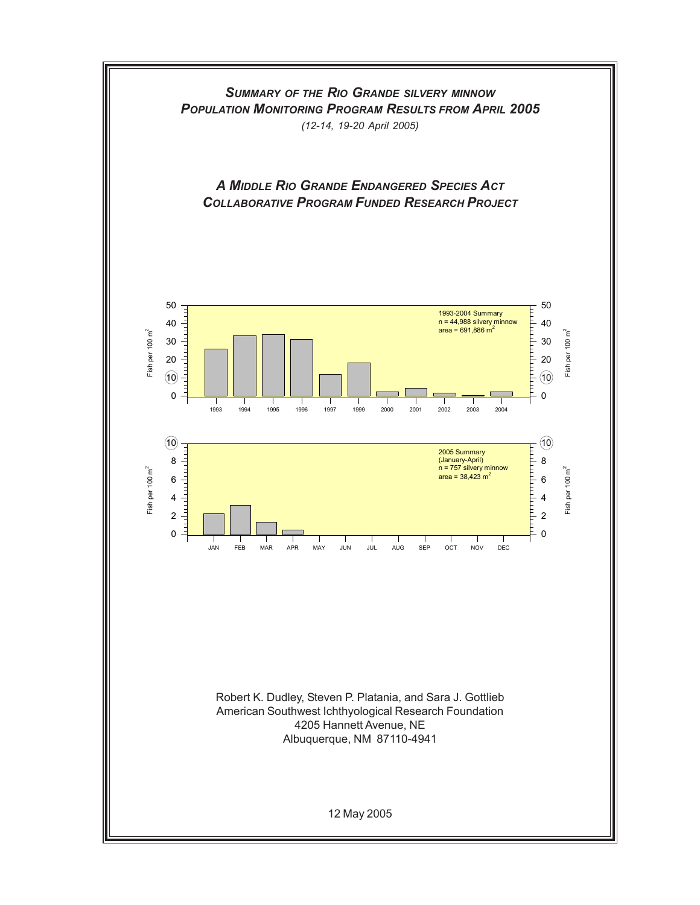# *Summary of the Rio Grande silvery minnow Population Monitoring Program Results from April 2005*

*(12-14, 19-20 April 2005)*

## *A Middle Rio Grande Endangered Species Act Collaborative Program Funded Research Project*

1993-2004 Summary
n = 44,988 silvery minnow
area = 691,886 m$^2$

Fish per 100 m$^2$

1993 1994 1995 1996 1997 1999 2000 2001 2002 2003 2004

2005 Summary
(January-April)
n = 757 silvery minnow
area = 38,423 m$^2$

Fish per 100 m$^2$

JAN FEB MAR APR MAY JUN JUL AUG SEP OCT NOV DEC

Robert K. Dudley, Steven P. Platania, and Sara J. Gottlieb
American Southwest Ichthyological Research Foundation
4205 Hannett Avenue, NE
Albuquerque, NM 87110-4941

12 May 2005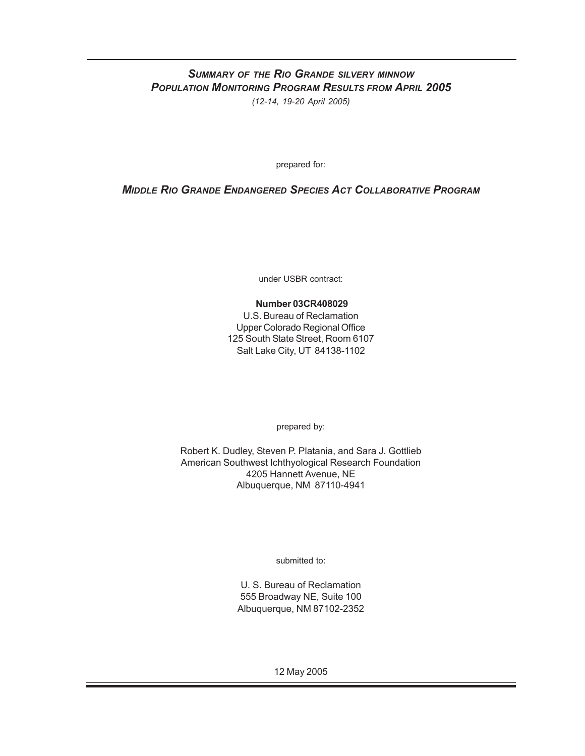***Summary of the Rio Grande silvery minnow***
***Population Monitoring Program Results from April 2005***

*(12-14, 19-20 April 2005)*

prepared for:

***Middle Rio Grande Endangered Species Act Collaborative Program***

under USBR contract:

**Number 03CR408029**
U.S. Bureau of Reclamation
Upper Colorado Regional Office
125 South State Street, Room 6107
Salt Lake City, UT 84138-1102

prepared by:

Robert K. Dudley, Steven P. Platania, and Sara J. Gottlieb
American Southwest Ichthyological Research Foundation
4205 Hannett Avenue, NE
Albuquerque, NM 87110-4941

submitted to:

U. S. Bureau of Reclamation
555 Broadway NE, Suite 100
Albuquerque, NM 87102-2352

12 May 2005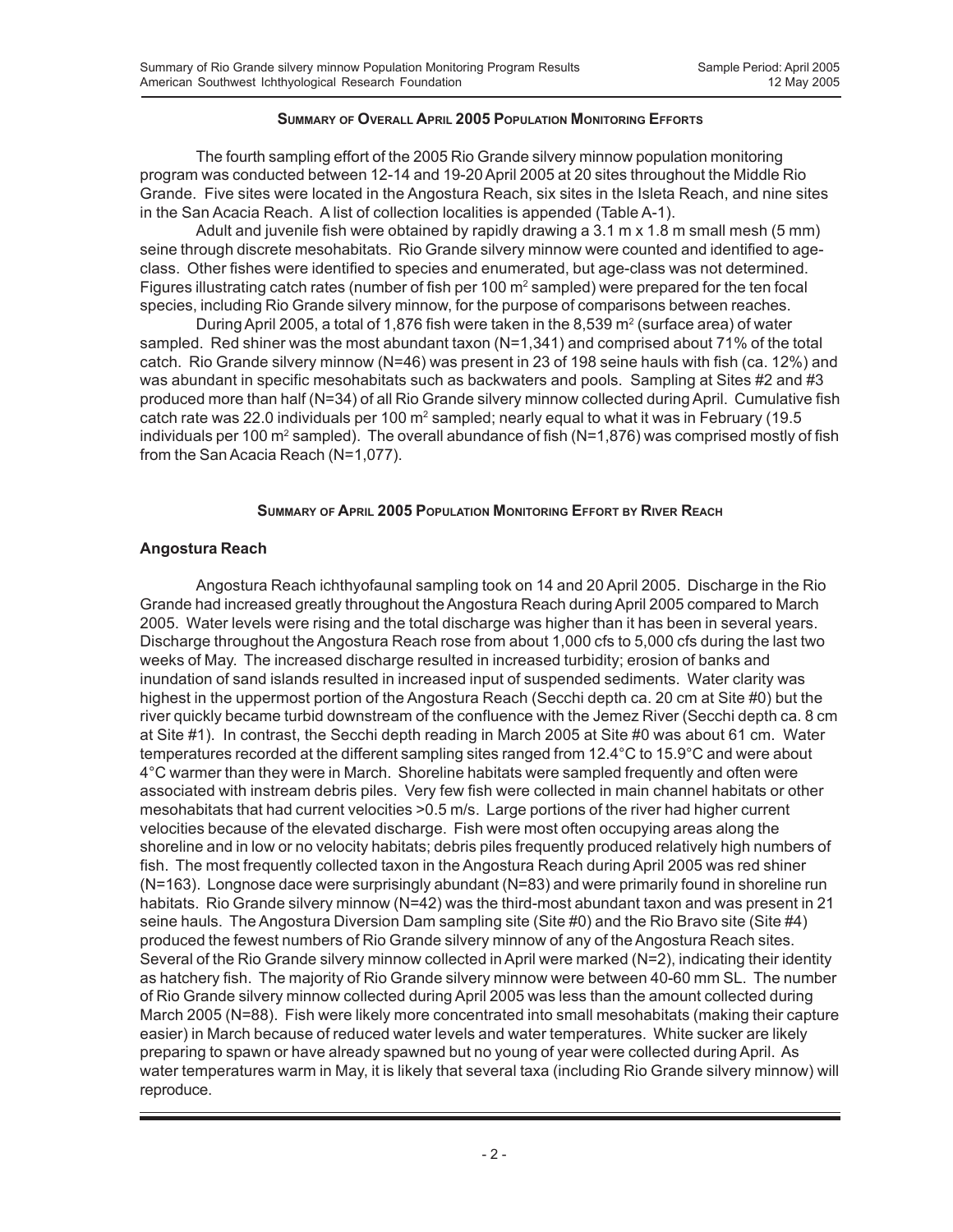## Summary of Overall April 2005 Population Monitoring Efforts

The fourth sampling effort of the 2005 Rio Grande silvery minnow population monitoring program was conducted between 12-14 and 19-20 April 2005 at 20 sites throughout the Middle Rio Grande. Five sites were located in the Angostura Reach, six sites in the Isleta Reach, and nine sites in the San Acacia Reach. A list of collection localities is appended (Table A-1).

Adult and juvenile fish were obtained by rapidly drawing a 3.1 m x 1.8 m small mesh (5 mm) seine through discrete mesohabitats. Rio Grande silvery minnow were counted and identified to age-class. Other fishes were identified to species and enumerated, but age-class was not determined. Figures illustrating catch rates (number of fish per 100 $m^2$ sampled) were prepared for the ten focal species, including Rio Grande silvery minnow, for the purpose of comparisons between reaches.

During April 2005, a total of 1,876 fish were taken in the 8,539 $m^2$ (surface area) of water sampled. Red shiner was the most abundant taxon (N=1,341) and comprised about 71% of the total catch. Rio Grande silvery minnow (N=46) was present in 23 of 198 seine hauls with fish (ca. 12%) and was abundant in specific mesohabitats such as backwaters and pools. Sampling at Sites #2 and #3 produced more than half (N=34) of all Rio Grande silvery minnow collected during April. Cumulative fish catch rate was 22.0 individuals per 100 $m^2$ sampled; nearly equal to what it was in February (19.5 individuals per 100 $m^2$ sampled). The overall abundance of fish (N=1,876) was comprised mostly of fish from the San Acacia Reach (N=1,077).

## Summary of April 2005 Population Monitoring Effort by River Reach

### Angostura Reach

Angostura Reach ichthyofaunal sampling took on 14 and 20 April 2005. Discharge in the Rio Grande had increased greatly throughout the Angostura Reach during April 2005 compared to March 2005. Water levels were rising and the total discharge was higher than it has been in several years. Discharge throughout the Angostura Reach rose from about 1,000 cfs to 5,000 cfs during the last two weeks of May. The increased discharge resulted in increased turbidity; erosion of banks and inundation of sand islands resulted in increased input of suspended sediments. Water clarity was highest in the uppermost portion of the Angostura Reach (Secchi depth ca. 20 cm at Site #0) but the river quickly became turbid downstream of the confluence with the Jemez River (Secchi depth ca. 8 cm at Site #1). In contrast, the Secchi depth reading in March 2005 at Site #0 was about 61 cm. Water temperatures recorded at the different sampling sites ranged from 12.4°C to 15.9°C and were about 4°C warmer than they were in March. Shoreline habitats were sampled frequently and often were associated with instream debris piles. Very few fish were collected in main channel habitats or other mesohabitats that had current velocities >0.5 m/s. Large portions of the river had higher current velocities because of the elevated discharge. Fish were most often occupying areas along the shoreline and in low or no velocity habitats; debris piles frequently produced relatively high numbers of fish. The most frequently collected taxon in the Angostura Reach during April 2005 was red shiner (N=163). Longnose dace were surprisingly abundant (N=83) and were primarily found in shoreline run habitats. Rio Grande silvery minnow (N=42) was the third-most abundant taxon and was present in 21 seine hauls. The Angostura Diversion Dam sampling site (Site #0) and the Rio Bravo site (Site #4) produced the fewest numbers of Rio Grande silvery minnow of any of the Angostura Reach sites. Several of the Rio Grande silvery minnow collected in April were marked (N=2), indicating their identity as hatchery fish. The majority of Rio Grande silvery minnow were between 40-60 mm SL. The number of Rio Grande silvery minnow collected during April 2005 was less than the amount collected during March 2005 (N=88). Fish were likely more concentrated into small mesohabitats (making their capture easier) in March because of reduced water levels and water temperatures. White sucker are likely preparing to spawn or have already spawned but no young of year were collected during April. As water temperatures warm in May, it is likely that several taxa (including Rio Grande silvery minnow) will reproduce.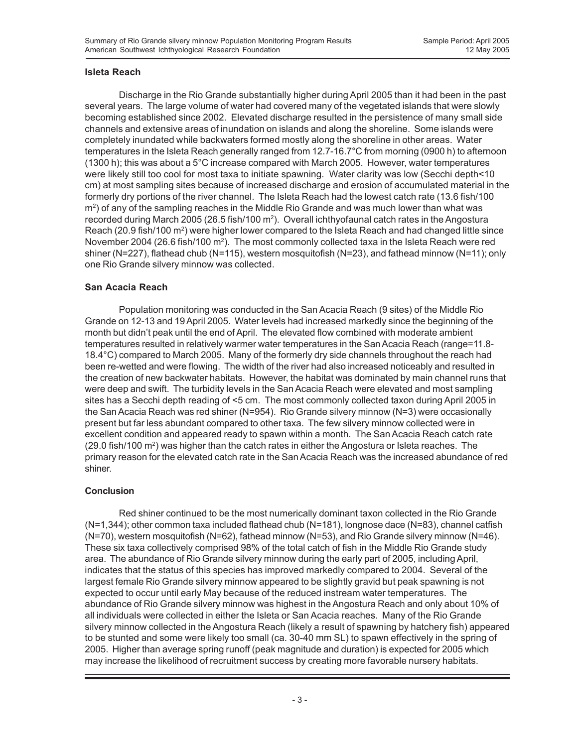### Isleta Reach

Discharge in the Rio Grande substantially higher during April 2005 than it had been in the past several years. The large volume of water had covered many of the vegetated islands that were slowly becoming established since 2002. Elevated discharge resulted in the persistence of many small side channels and extensive areas of inundation on islands and along the shoreline. Some islands were completely inundated while backwaters formed mostly along the shoreline in other areas. Water temperatures in the Isleta Reach generally ranged from 12.7-16.7°C from morning (0900 h) to afternoon (1300 h); this was about a 5°C increase compared with March 2005. However, water temperatures were likely still too cool for most taxa to initiate spawning. Water clarity was low (Secchi depth<10 cm) at most sampling sites because of increased discharge and erosion of accumulated material in the formerly dry portions of the river channel. The Isleta Reach had the lowest catch rate (13.6 fish/100 $m^2$) of any of the sampling reaches in the Middle Rio Grande and was much lower than what was recorded during March 2005 (26.5 fish/100 $m^2$). Overall ichthyofaunal catch rates in the Angostura Reach (20.9 fish/100 $m^2$) were higher lower compared to the Isleta Reach and had changed little since November 2004 (26.6 fish/100 $m^2$). The most commonly collected taxa in the Isleta Reach were red shiner (N=227), flathead chub (N=115), western mosquitofish (N=23), and fathead minnow (N=11); only one Rio Grande silvery minnow was collected.

### San Acacia Reach

Population monitoring was conducted in the San Acacia Reach (9 sites) of the Middle Rio Grande on 12-13 and 19 April 2005. Water levels had increased markedly since the beginning of the month but didn't peak until the end of April. The elevated flow combined with moderate ambient temperatures resulted in relatively warmer water temperatures in the San Acacia Reach (range=11.8-18.4°C) compared to March 2005. Many of the formerly dry side channels throughout the reach had been re-wetted and were flowing. The width of the river had also increased noticeably and resulted in the creation of new backwater habitats. However, the habitat was dominated by main channel runs that were deep and swift. The turbidity levels in the San Acacia Reach were elevated and most sampling sites has a Secchi depth reading of <5 cm. The most commonly collected taxon during April 2005 in the San Acacia Reach was red shiner (N=954). Rio Grande silvery minnow (N=3) were occasionally present but far less abundant compared to other taxa. The few silvery minnow collected were in excellent condition and appeared ready to spawn within a month. The San Acacia Reach catch rate (29.0 fish/100 $m^2$) was higher than the catch rates in either the Angostura or Isleta reaches. The primary reason for the elevated catch rate in the San Acacia Reach was the increased abundance of red shiner.

### Conclusion

Red shiner continued to be the most numerically dominant taxon collected in the Rio Grande (N=1,344); other common taxa included flathead chub (N=181), longnose dace (N=83), channel catfish (N=70), western mosquitofish (N=62), fathead minnow (N=53), and Rio Grande silvery minnow (N=46). These six taxa collectively comprised 98% of the total catch of fish in the Middle Rio Grande study area. The abundance of Rio Grande silvery minnow during the early part of 2005, including April, indicates that the status of this species has improved markedly compared to 2004. Several of the largest female Rio Grande silvery minnow appeared to be slightly gravid but peak spawning is not expected to occur until early May because of the reduced instream water temperatures. The abundance of Rio Grande silvery minnow was highest in the Angostura Reach and only about 10% of all individuals were collected in either the Isleta or San Acacia reaches. Many of the Rio Grande silvery minnow collected in the Angostura Reach (likely a result of spawning by hatchery fish) appeared to be stunted and some were likely too small (ca. 30-40 mm SL) to spawn effectively in the spring of 2005. Higher than average spring runoff (peak magnitude and duration) is expected for 2005 which may increase the likelihood of recruitment success by creating more favorable nursery habitats.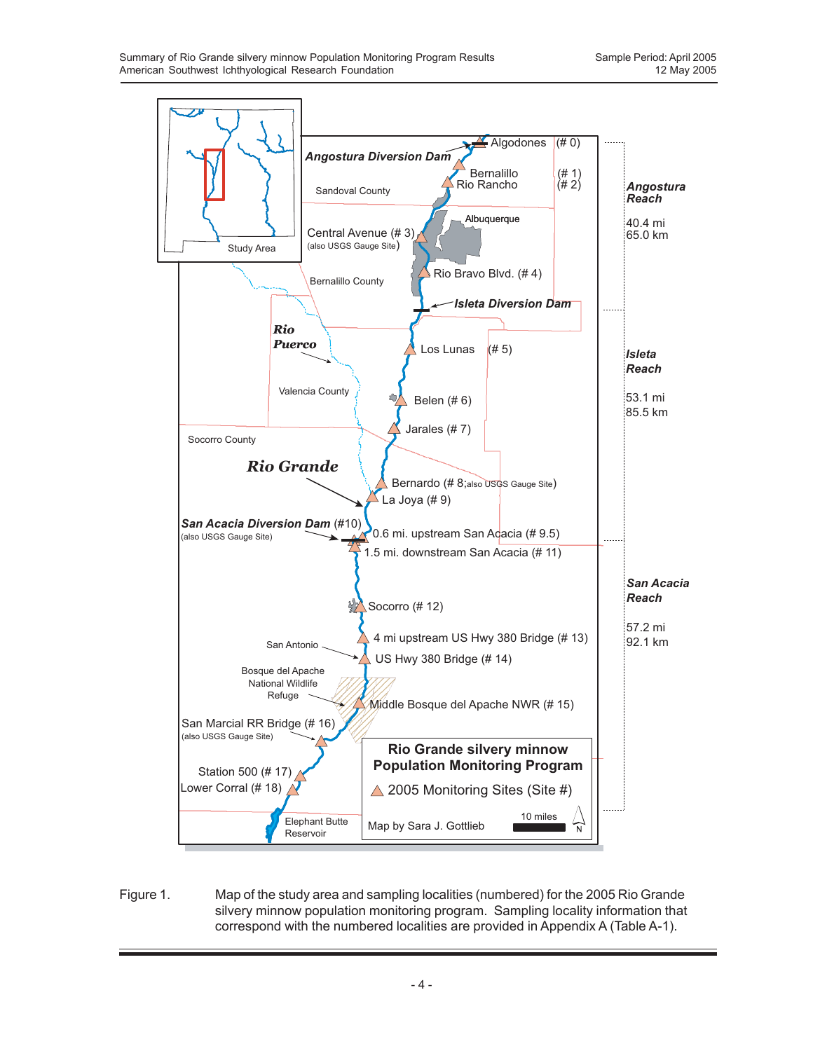Angostura Diversion Dam

Algodones (# 0)

Bernalillo (# 1)

Rio Rancho (# 2)

Sandoval County

Albuquerque

Central Avenue (# 3) (also USGS Gauge Site)

Rio Bravo Blvd. (# 4)

Bernalillo County

Isleta Diversion Dam

Rio Puerco

Los Lunas (# 5)

Valencia County

Belen (# 6)

Jarales (# 7)

Socorro County

Rio Grande

Bernardo (# 8; also USGS Gauge Site)

La Joya (# 9)

San Acacia Diversion Dam (#10) (also USGS Gauge Site)

0.6 mi. upstream San Acacia (# 9.5)

1.5 mi. downstream San Acacia (# 11)

Socorro (# 12)

San Antonio

4 mi upstream US Hwy 380 Bridge (# 13)

US Hwy 380 Bridge (# 14)

Bosque del Apache National Wildlife Refuge

Middle Bosque del Apache NWR (# 15)

San Marcial RR Bridge (# 16) (also USGS Gauge Site)

Station 500 (# 17)

Lower Corral (# 18)

Elephant Butte Reservoir

Study Area

Angostura Reach

40.4 mi

65.0 km

Isleta Reach

53.1 mi

85.5 km

San Acacia Reach

57.2 mi

92.1 km

Rio Grande silvery minnow Population Monitoring Program

2005 Monitoring Sites (Site #)

Map by Sara J. Gottlieb

10 miles

N

Figure 1. Map of the study area and sampling localities (numbered) for the 2005 Rio Grande silvery minnow population monitoring program. Sampling locality information that correspond with the numbered localities are provided in Appendix A (Table A-1).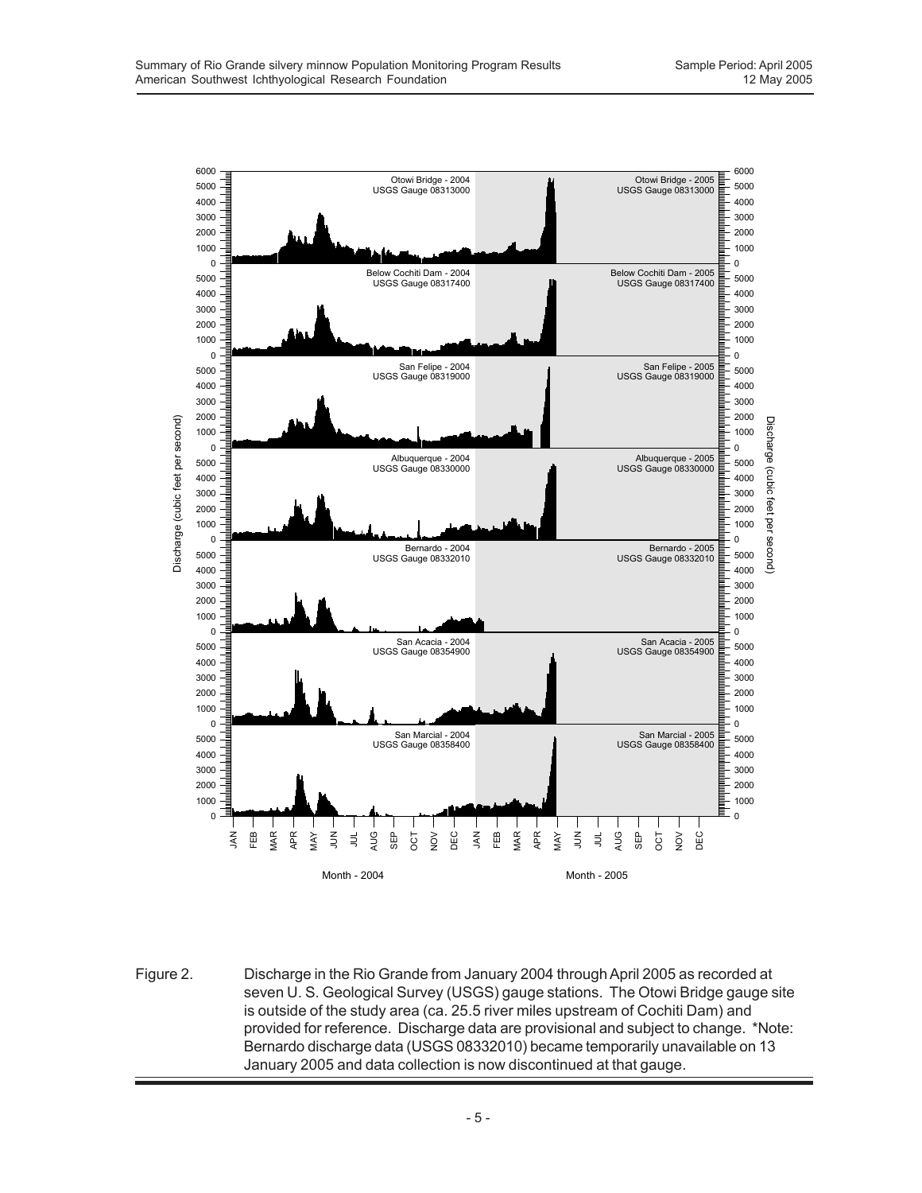6000
5000
4000
3000
2000
1000
0

Otowi Bridge - 2004
USGS Gauge 08313000

Otowi Bridge - 2005
USGS Gauge 08313000

Below Cochiti Dam - 2004
USGS Gauge 08317400

Below Cochiti Dam - 2005
USGS Gauge 08317400

San Felipe - 2004
USGS Gauge 08319000

San Felipe - 2005
USGS Gauge 08319000

Albuquerque - 2004
USGS Gauge 08330000

Albuquerque - 2005
USGS Gauge 08330000

Bernardo - 2004
USGS Gauge 08332010

Bernardo - 2005
USGS Gauge 08332010

San Acacia - 2004
USGS Gauge 08354900

San Acacia - 2005
USGS Gauge 08354900

San Marcial - 2004
USGS Gauge 08358400

San Marcial - 2005
USGS Gauge 08358400

Discharge (cubic feet per second)

JAN FEB MAR APR MAY JUN JUL AUG SEP OCT NOV DEC JAN FEB MAR APR MAY JUN JUL AUG SEP OCT NOV DEC

Month - 2004

Month - 2005

Figure 2. Discharge in the Rio Grande from January 2004 through April 2005 as recorded at seven U. S. Geological Survey (USGS) gauge stations. The Otowi Bridge gauge site is outside of the study area (ca. 25.5 river miles upstream of Cochiti Dam) and provided for reference. Discharge data are provisional and subject to change. *Note: Bernardo discharge data (USGS 08332010) became temporarily unavailable on 13 January 2005 and data collection is now discontinued at that gauge.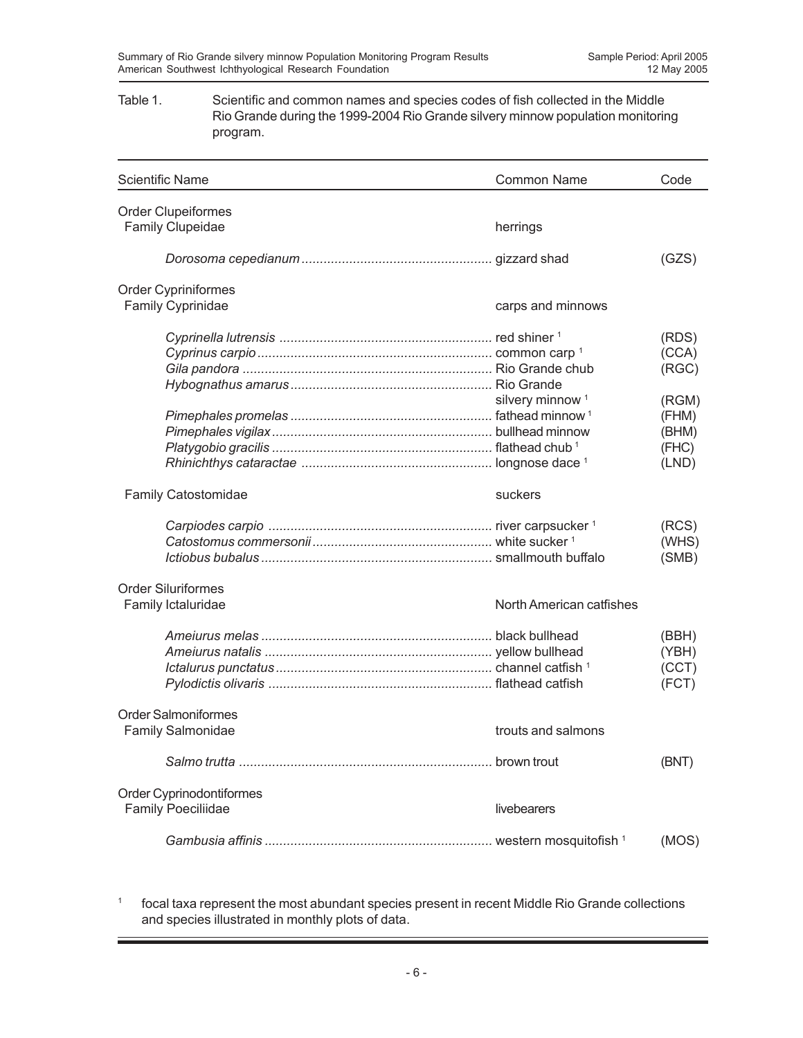Table 1. Scientific and common names and species codes of fish collected in the Middle Rio Grande during the 1999-2004 Rio Grande silvery minnow population monitoring program.

| Scientific Name | Common Name | Code |
|---|---|---|
| Order Clupeiformes | | |
| Family Clupeidae | herrings | |
| *Dorosoma cepedianum* | gizzard shad | (GZS) |
| Order Cypriniformes | | |
| Family Cyprinidae | carps and minnows | |
| *Cyprinella lutrensis* | red shiner [1] | (RDS) |
| *Cyprinus carpio* | common carp [1] | (CCA) |
| *Gila pandora* | Rio Grande chub | (RGC) |
| *Hybognathus amarus* | Rio Grande silvery minnow [1] | (RGM) |
| *Pimephales promelas* | fathead minnow [1] | (FHM) |
| *Pimephales vigilax* | bullhead minnow | (BHM) |
| *Platygobio gracilis* | flathead chub [1] | (FHC) |
| *Rhinichthys cataractae* | longnose dace [1] | (LND) |
| Family Catostomidae | suckers | |
| *Carpiodes carpio* | river carpsucker [1] | (RCS) |
| *Catostomus commersonii* | white sucker [1] | (WHS) |
| *Ictiobus bubalus* | smallmouth buffalo | (SMB) |
| Order Siluriformes | | |
| Family Ictaluridae | North American catfishes | |
| *Ameiurus melas* | black bullhead | (BBH) |
| *Ameiurus natalis* | yellow bullhead | (YBH) |
| *Ictalurus punctatus* | channel catfish [1] | (CCT) |
| *Pylodictis olivaris* | flathead catfish | (FCT) |
| Order Salmoniformes | | |
| Family Salmonidae | trouts and salmons | |
| *Salmo trutta* | brown trout | (BNT) |
| Order Cyprinodontiformes | | |
| Family Poeciliidae | livebearers | |
| *Gambusia affinis* | western mosquitofish [1] | (MOS) |

[1] focal taxa represent the most abundant species present in recent Middle Rio Grande collections and species illustrated in monthly plots of data.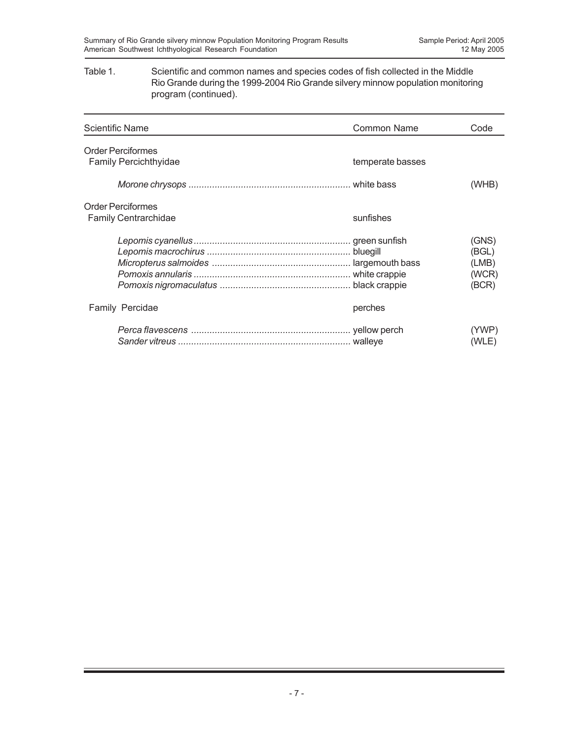Table 1. Scientific and common names and species codes of fish collected in the Middle Rio Grande during the 1999-2004 Rio Grande silvery minnow population monitoring program (continued).

| Scientific Name | Common Name | Code |
|---|---|---|
| Order Perciformes | | |
| Family Percichthyidae | temperate basses | |
| *Morone chrysops* | white bass | (WHB) |
| Order Perciformes | | |
| Family Centrarchidae | sunfishes | |
| *Lepomis cyanellus* | green sunfish | (GNS) |
| *Lepomis macrochirus* | bluegill | (BGL) |
| *Micropterus salmoides* | largemouth bass | (LMB) |
| *Pomoxis annularis* | white crappie | (WCR) |
| *Pomoxis nigromaculatus* | black crappie | (BCR) |
| Family Percidae | perches | |
| *Perca flavescens* | yellow perch | (YWP) |
| *Sander vitreus* | walleye | (WLE) |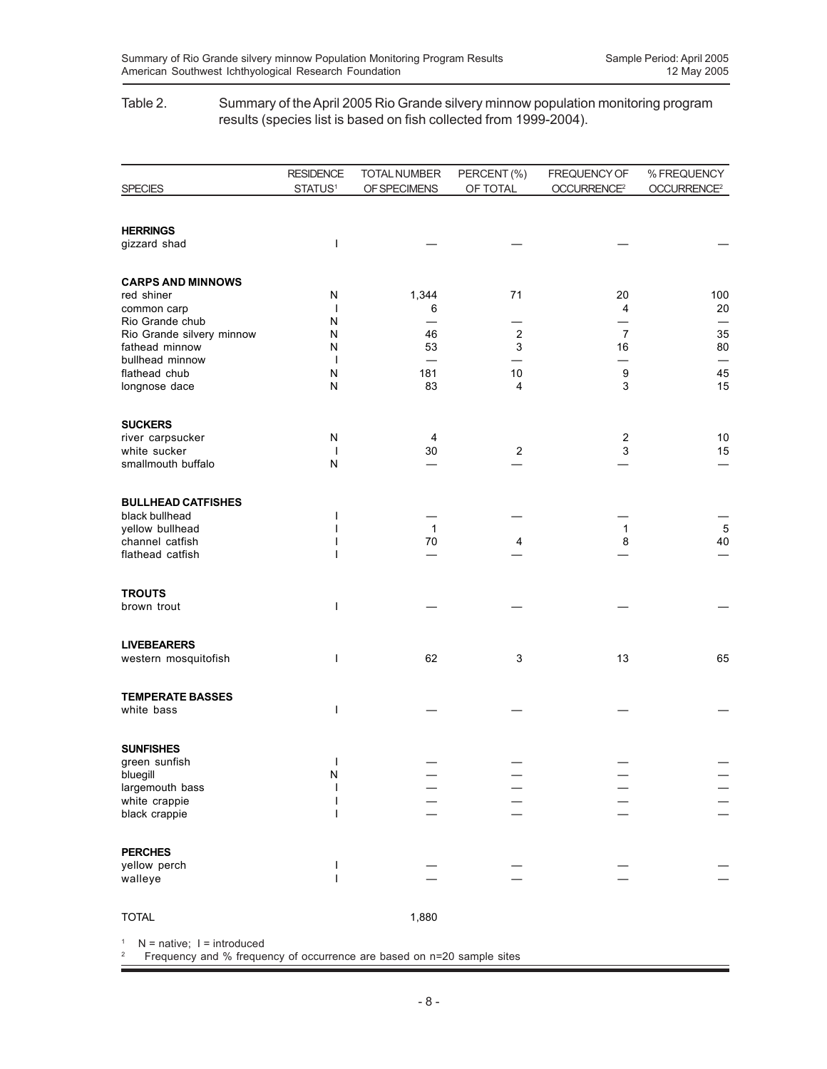Table 2. Summary of the April 2005 Rio Grande silvery minnow population monitoring program results (species list is based on fish collected from 1999-2004).

| SPECIES | RESIDENCE STATUS[1] | TOTAL NUMBER OF SPECIMENS | PERCENT (%) OF TOTAL | FREQUENCY OF OCCURRENCE[2] | % FREQUENCY OCCURRENCE[2] |
|---|---|---|---|---|---|
| **HERRINGS** | | | | | |
| gizzard shad | I | — | — | — | — |
| **CARPS AND MINNOWS** | | | | | |
| red shiner | N | 1,344 | 71 | 20 | 100 |
| common carp | I | 6 | | 4 | 20 |
| Rio Grande chub | N | — | — | — | — |
| Rio Grande silvery minnow | N | 46 | 2 | 7 | 35 |
| fathead minnow | N | 53 | 3 | 16 | 80 |
| bullhead minnow | I | — | — | — | — |
| flathead chub | N | 181 | 10 | 9 | 45 |
| longnose dace | N | 83 | 4 | 3 | 15 |
| **SUCKERS** | | | | | |
| river carpsucker | N | 4 | | 2 | 10 |
| white sucker | I | 30 | 2 | 3 | 15 |
| smallmouth buffalo | N | — | — | — | — |
| **BULLHEAD CATFISHES** | | | | | |
| black bullhead | I | — | — | — | — |
| yellow bullhead | I | 1 | | 1 | 5 |
| channel catfish | I | 70 | 4 | 8 | 40 |
| flathead catfish | I | — | — | — | — |
| **TROUTS** | | | | | |
| brown trout | I | — | — | — | — |
| **LIVEBEARERS** | | | | | |
| western mosquitofish | I | 62 | 3 | 13 | 65 |
| **TEMPERATE BASSES** | | | | | |
| white bass | I | — | — | — | — |
| **SUNFISHES** | | | | | |
| green sunfish | I | — | — | — | — |
| bluegill | N | — | — | — | — |
| largemouth bass | I | — | — | — | — |
| white crappie | I | — | — | — | — |
| black crappie | I | — | — | — | — |
| **PERCHES** | | | | | |
| yellow perch | I | — | — | — | — |
| walleye | I | — | — | — | — |
| TOTAL | | 1,880 | | | |

[1] N = native; I = introduced

[2] Frequency and % frequency of occurrence are based on n=20 sample sites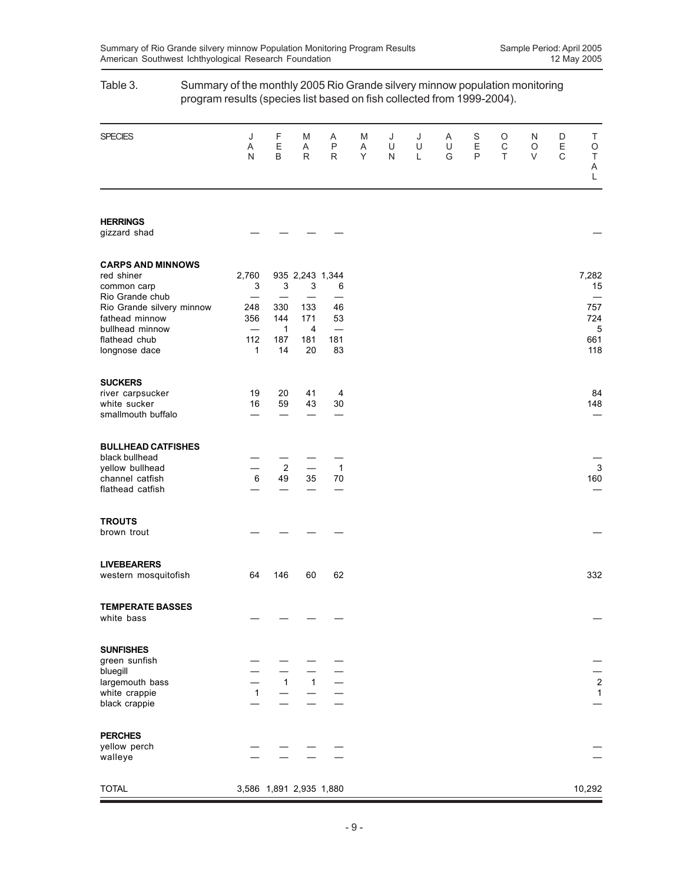Table 3. Summary of the monthly 2005 Rio Grande silvery minnow population monitoring program results (species list based on fish collected from 1999-2004).

| SPECIES | JAN | FEB | MAR | APR | MAY | JUN | JUL | AUG | SEP | OCT | NOV | DEC | TOTAL |
|---|---|---|---|---|---|---|---|---|---|---|---|---|---|
| **HERRINGS** | | | | | | | | | | | | | |
| gizzard shad | — | — | — | — | | | | | | | | | — |
| **CARPS AND MINNOWS** | | | | | | | | | | | | | |
| red shiner | 2,760 | 935 | 2,243 | 1,344 | | | | | | | | | 7,282 |
| common carp | 3 | 3 | 3 | 6 | | | | | | | | | 15 |
| Rio Grande chub | — | — | — | — | | | | | | | | | — |
| Rio Grande silvery minnow | 248 | 330 | 133 | 46 | | | | | | | | | 757 |
| fathead minnow | 356 | 144 | 171 | 53 | | | | | | | | | 724 |
| bullhead minnow | — | 1 | 4 | — | | | | | | | | | 5 |
| flathead chub | 112 | 187 | 181 | 181 | | | | | | | | | 661 |
| longnose dace | 1 | 14 | 20 | 83 | | | | | | | | | 118 |
| **SUCKERS** | | | | | | | | | | | | | |
| river carpsucker | 19 | 20 | 41 | 4 | | | | | | | | | 84 |
| white sucker | 16 | 59 | 43 | 30 | | | | | | | | | 148 |
| smallmouth buffalo | — | — | — | — | | | | | | | | | — |
| **BULLHEAD CATFISHES** | | | | | | | | | | | | | |
| black bullhead | — | — | — | — | | | | | | | | | — |
| yellow bullhead | — | 2 | — | 1 | | | | | | | | | 3 |
| channel catfish | 6 | 49 | 35 | 70 | | | | | | | | | 160 |
| flathead catfish | — | — | — | — | | | | | | | | | — |
| **TROUTS** | | | | | | | | | | | | | |
| brown trout | — | — | — | — | | | | | | | | | — |
| **LIVEBEARERS** | | | | | | | | | | | | | |
| western mosquitofish | 64 | 146 | 60 | 62 | | | | | | | | | 332 |
| **TEMPERATE BASSES** | | | | | | | | | | | | | |
| white bass | — | — | — | — | | | | | | | | | — |
| **SUNFISHES** | | | | | | | | | | | | | |
| green sunfish | — | — | — | — | | | | | | | | | — |
| bluegill | — | — | — | — | | | | | | | | | — |
| largemouth bass | — | 1 | 1 | — | | | | | | | | | 2 |
| white crappie | 1 | — | — | — | | | | | | | | | 1 |
| black crappie | — | — | — | — | | | | | | | | | — |
| **PERCHES** | | | | | | | | | | | | | |
| yellow perch | — | — | — | — | | | | | | | | | — |
| walleye | — | — | — | — | | | | | | | | | — |
| TOTAL | 3,586 | 1,891 | 2,935 | 1,880 | | | | | | | | | 10,292 |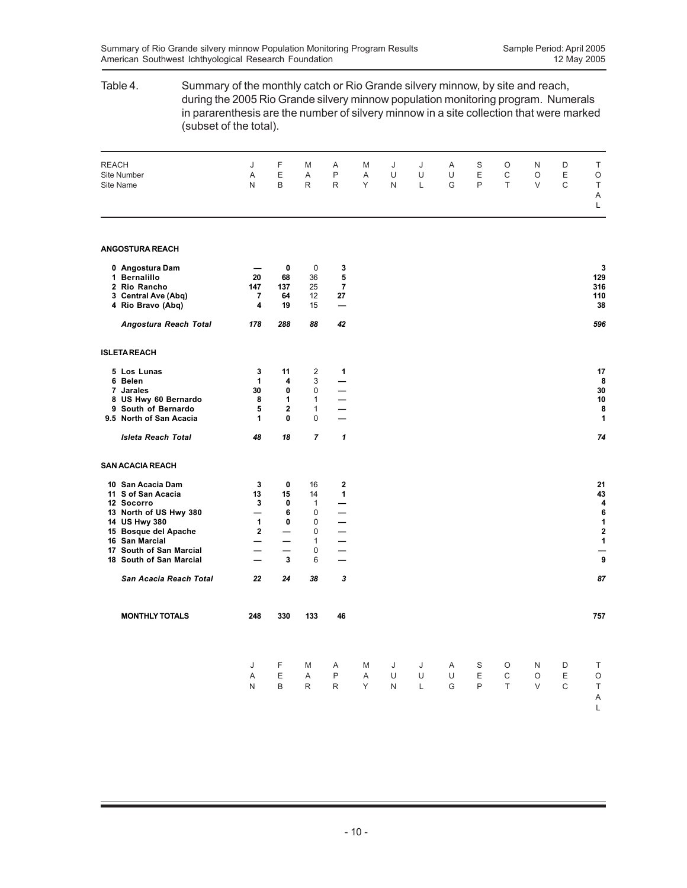Table 4. Summary of the monthly catch or Rio Grande silvery minnow, by site and reach, during the 2005 Rio Grande silvery minnow population monitoring program. Numerals in pararenthesis are the number of silvery minnow in a site collection that were marked (subset of the total).

| REACH<br>Site Number<br>Site Name | JAN | FEB | MAR | APR | MAY | JUN | JUL | AUG | SEP | OCT | NOV | DEC | TOTAL |
|---|---|---|---|---|---|---|---|---|---|---|---|---|---|
| **ANGOSTURA REACH** | | | | | | | | | | | | | |
| **0 Angostura Dam** | — | **0** | 0 | **3** | | | | | | | | | **3** |
| **1 Bernalillo** | **20** | **68** | 36 | **5** | | | | | | | | | **129** |
| **2 Rio Rancho** | **147** | **137** | 25 | **7** | | | | | | | | | **316** |
| **3 Central Ave (Abq)** | **7** | **64** | 12 | **27** | | | | | | | | | **110** |
| **4 Rio Bravo (Abq)** | **4** | **19** | 15 | — | | | | | | | | | **38** |
| ***Angostura Reach Total*** | ***178*** | ***288*** | ***88*** | ***42*** | | | | | | | | | ***596*** |
| **ISLETA REACH** | | | | | | | | | | | | | |
| **5 Los Lunas** | **3** | **11** | 2 | **1** | | | | | | | | | **17** |
| **6 Belen** | **1** | **4** | 3 | — | | | | | | | | | **8** |
| **7 Jarales** | **30** | **0** | 0 | — | | | | | | | | | **30** |
| **8 US Hwy 60 Bernardo** | **8** | **1** | 1 | — | | | | | | | | | **10** |
| **9 South of Bernardo** | **5** | **2** | 1 | — | | | | | | | | | **8** |
| **9.5 North of San Acacia** | **1** | **0** | 0 | — | | | | | | | | | **1** |
| ***Isleta Reach Total*** | ***48*** | ***18*** | ***7*** | ***1*** | | | | | | | | | ***74*** |
| **SAN ACACIA REACH** | | | | | | | | | | | | | |
| **10 San Acacia Dam** | **3** | **0** | 16 | **2** | | | | | | | | | **21** |
| **11 S of San Acacia** | **13** | **15** | 14 | **1** | | | | | | | | | **43** |
| **12 Socorro** | **3** | **0** | 1 | — | | | | | | | | | **4** |
| **13 North of US Hwy 380** | — | **6** | 0 | — | | | | | | | | | **6** |
| **14 US Hwy 380** | **1** | **0** | 0 | — | | | | | | | | | **1** |
| **15 Bosque del Apache** | **2** | — | 0 | — | | | | | | | | | **2** |
| **16 San Marcial** | — | — | 1 | — | | | | | | | | | **1** |
| **17 South of San Marcial** | — | — | 0 | — | | | | | | | | | — |
| **18 South of San Marcial** | — | **3** | 6 | — | | | | | | | | | **9** |
| ***San Acacia Reach Total*** | ***22*** | ***24*** | ***38*** | ***3*** | | | | | | | | | ***87*** |
| **MONTHLY TOTALS** | **248** | **330** | **133** | **46** | | | | | | | | | **757** |
| | JAN | FEB | MAR | APR | MAY | JUN | JUL | AUG | SEP | OCT | NOV | DEC | TOTAL |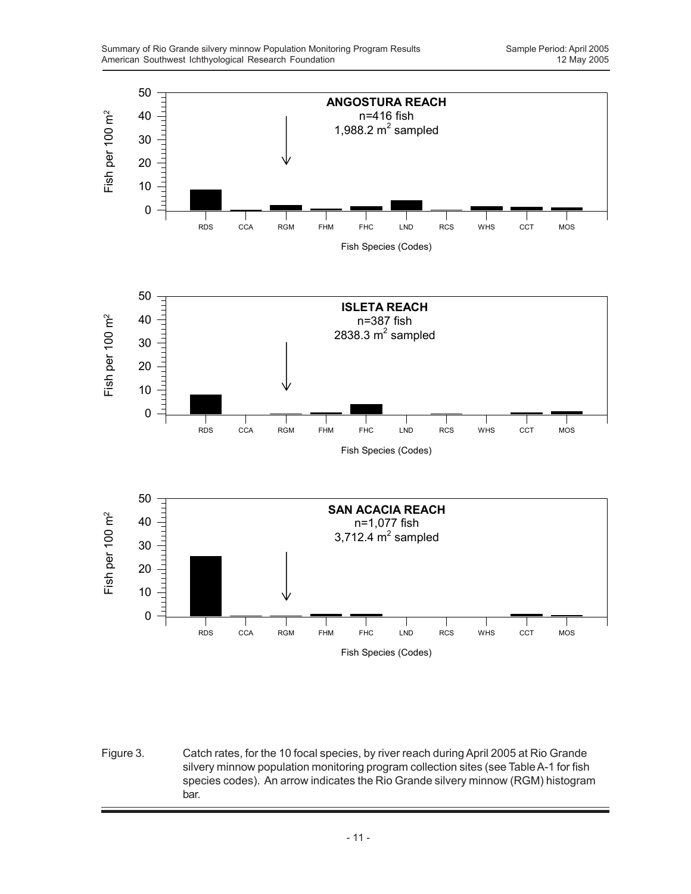ANGOSTURA REACH
n=416 fish
1,988.2 $m^2$ sampled

Fish per 100 $m^2$

50
40
30
20
10
0

RDS CCA RGM FHM FHC LND RCS WHS CCT MOS

Fish Species (Codes)

ISLETA REACH
n=387 fish
2838.3 $m^2$ sampled

Fish per 100 $m^2$

50
40
30
20
10
0

RDS CCA RGM FHM FHC LND RCS WHS CCT MOS

Fish Species (Codes)

SAN ACACIA REACH
n=1,077 fish
3,712.4 $m^2$ sampled

Fish per 100 $m^2$

50
40
30
20
10
0

RDS CCA RGM FHM FHC LND RCS WHS CCT MOS

Fish Species (Codes)

Figure 3. Catch rates, for the 10 focal species, by river reach during April 2005 at Rio Grande silvery minnow population monitoring program collection sites (see Table A-1 for fish species codes). An arrow indicates the Rio Grande silvery minnow (RGM) histogram bar.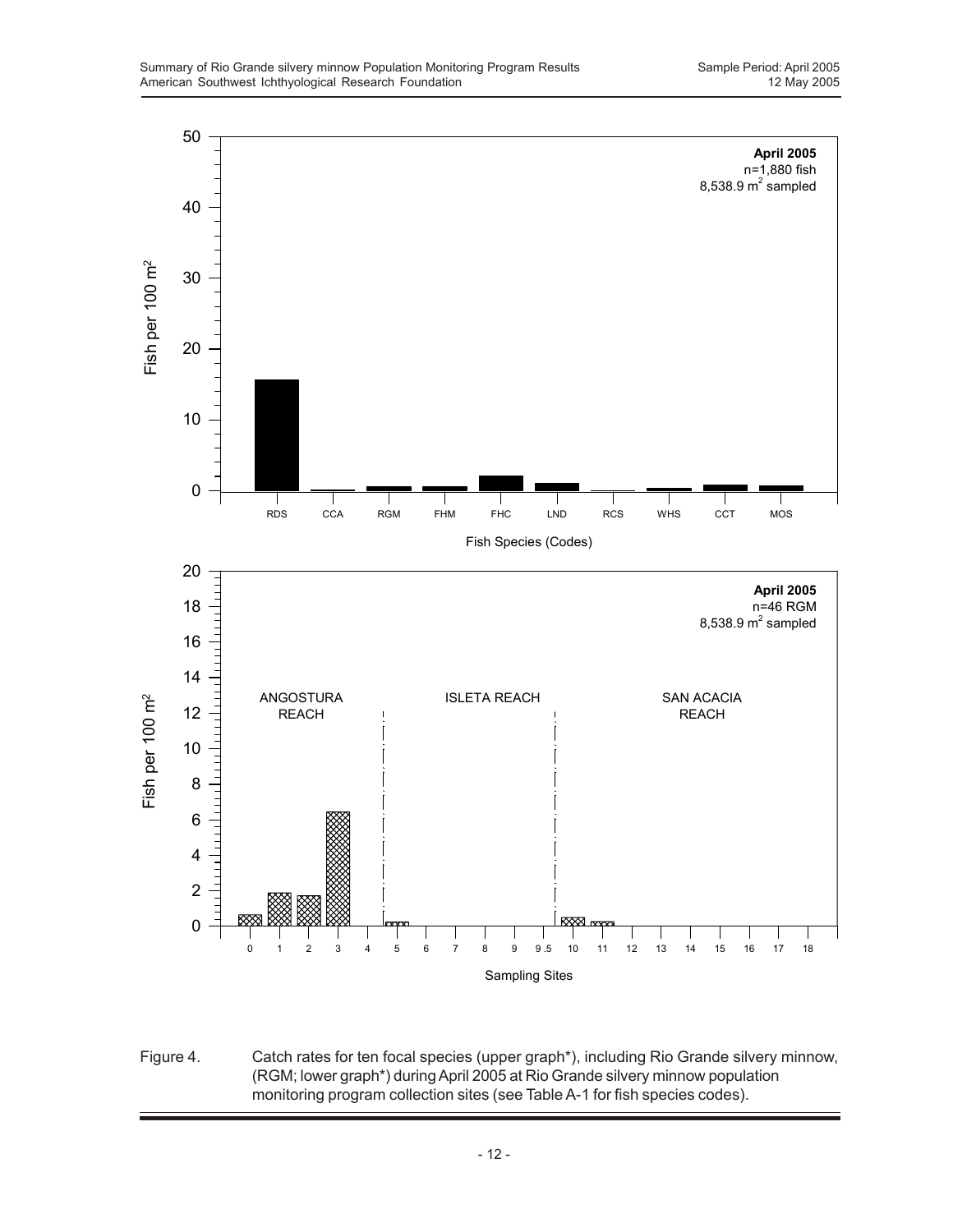50

40

30

20

10

0

Fish per 100 m$^2$

**April 2005**
n=1,880 fish
8,538.9 m$^2$ sampled

RDS CCA RGM FHM FHC LND RCS WHS CCT MOS

Fish Species (Codes)

20

18

16

14

12

10

8

6

4

2

0

Fish per 100 m$^2$

**April 2005**
n=46 RGM
8,538.9 m$^2$ sampled

ANGOSTURA REACH

ISLETA REACH

SAN ACACIA REACH

0 1 2 3 4 5 6 7 8 9 9.5 10 11 12 13 14 15 16 17 18

Sampling Sites

Figure 4. Catch rates for ten focal species (upper graph*), including Rio Grande silvery minnow, (RGM; lower graph*) during April 2005 at Rio Grande silvery minnow population monitoring program collection sites (see Table A-1 for fish species codes).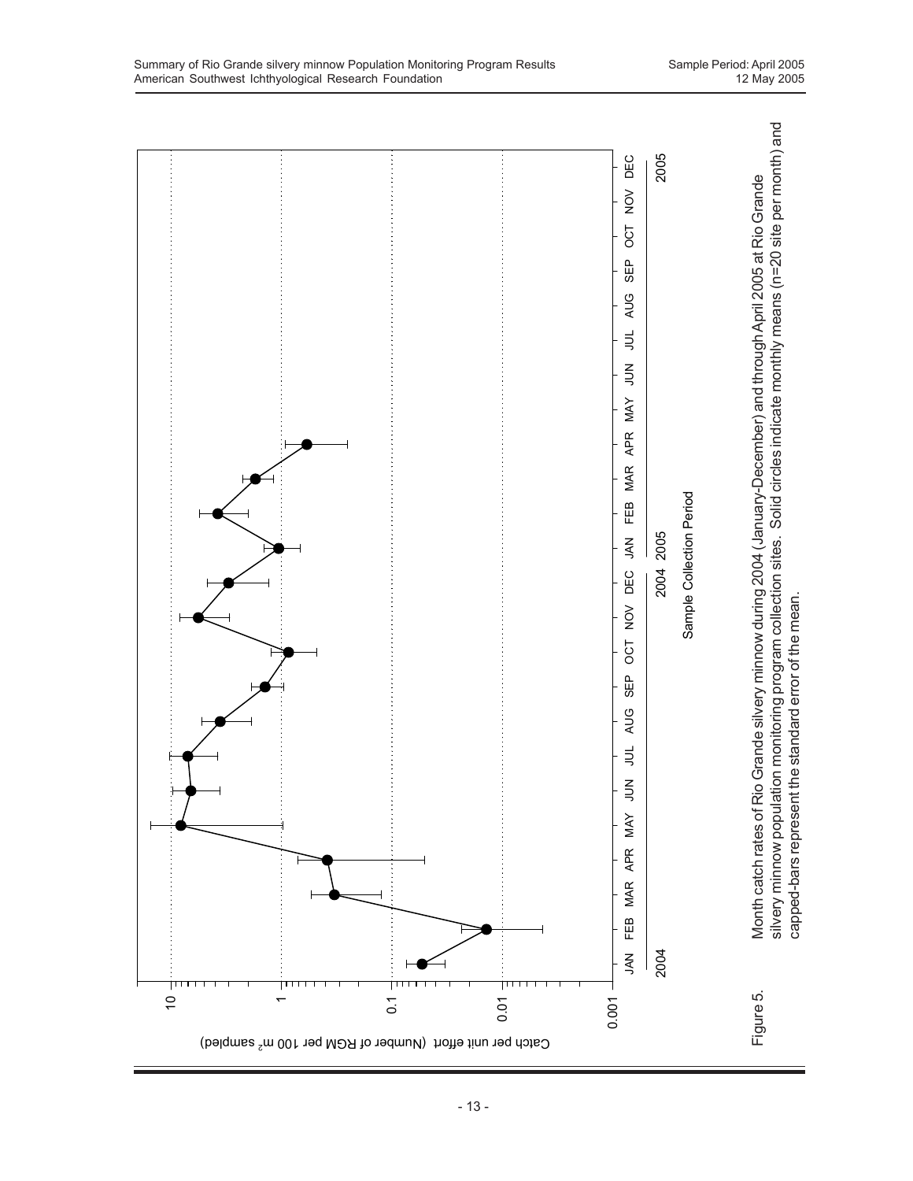Catch per unit effort (Number of RGM per 100 m$^2$ sampled)

10

1

0.1

0.01

0.001

JAN FEB MAR APR MAY JUN JUL AUG SEP OCT NOV DEC JAN FEB MAR APR MAY JUN JUL AUG SEP OCT NOV DEC

2004 2004 2005 2005

Sample Collection Period

Figure 5. Month catch rates of Rio Grande silvery minnow during 2004 (January-December) and through April 2005 at Rio Grande silvery minnow population monitoring program collection sites. Solid circles indicate monthly means (n=20 site per month) and capped-bars represent the standard error of the mean.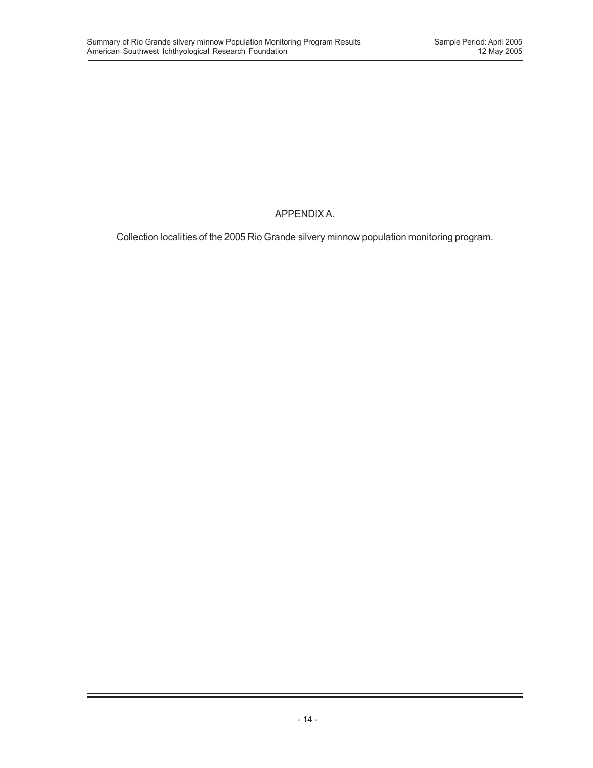# APPENDIX A.

Collection localities of the 2005 Rio Grande silvery minnow population monitoring program.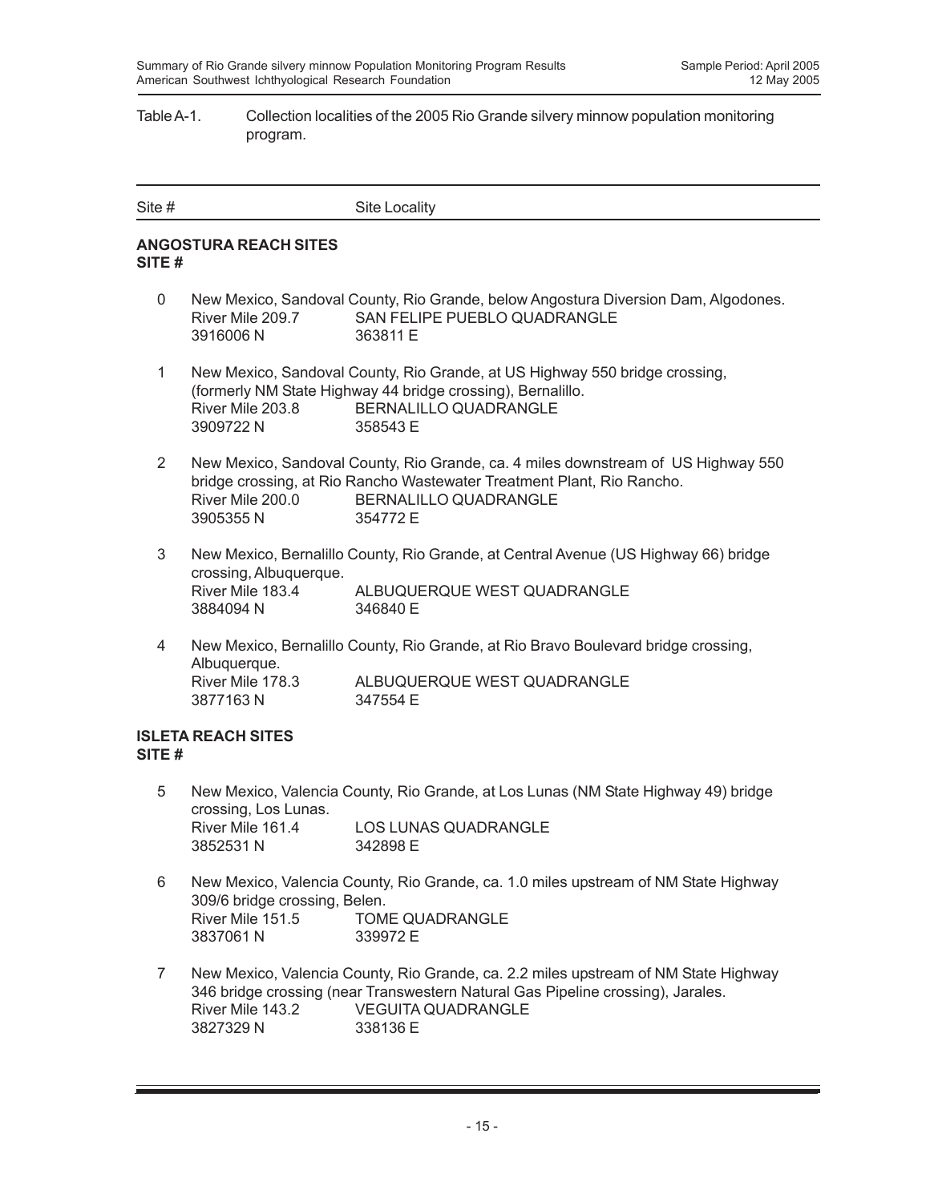Table A-1. Collection localities of the 2005 Rio Grande silvery minnow population monitoring program.

| Site # | Site Locality |
|---|---|

**ANGOSTURA REACH SITES**
**SITE #**

0 New Mexico, Sandoval County, Rio Grande, below Angostura Diversion Dam, Algodones.
River Mile 209.7 SAN FELIPE PUEBLO QUADRANGLE
3916006 N 363811 E

1 New Mexico, Sandoval County, Rio Grande, at US Highway 550 bridge crossing, (formerly NM State Highway 44 bridge crossing), Bernalillo.
River Mile 203.8 BERNALILLO QUADRANGLE
3909722 N 358543 E

2 New Mexico, Sandoval County, Rio Grande, ca. 4 miles downstream of US Highway 550 bridge crossing, at Rio Rancho Wastewater Treatment Plant, Rio Rancho.
River Mile 200.0 BERNALILLO QUADRANGLE
3905355 N 354772 E

3 New Mexico, Bernalillo County, Rio Grande, at Central Avenue (US Highway 66) bridge crossing, Albuquerque.
River Mile 183.4 ALBUQUERQUE WEST QUADRANGLE
3884094 N 346840 E

4 New Mexico, Bernalillo County, Rio Grande, at Rio Bravo Boulevard bridge crossing, Albuquerque.
River Mile 178.3 ALBUQUERQUE WEST QUADRANGLE
3877163 N 347554 E

**ISLETA REACH SITES**
**SITE #**

5 New Mexico, Valencia County, Rio Grande, at Los Lunas (NM State Highway 49) bridge crossing, Los Lunas.
River Mile 161.4 LOS LUNAS QUADRANGLE
3852531 N 342898 E

6 New Mexico, Valencia County, Rio Grande, ca. 1.0 miles upstream of NM State Highway 309/6 bridge crossing, Belen.
River Mile 151.5 TOME QUADRANGLE
3837061 N 339972 E

7 New Mexico, Valencia County, Rio Grande, ca. 2.2 miles upstream of NM State Highway 346 bridge crossing (near Transwestern Natural Gas Pipeline crossing), Jarales.
River Mile 143.2 VEGUITA QUADRANGLE
3827329 N 338136 E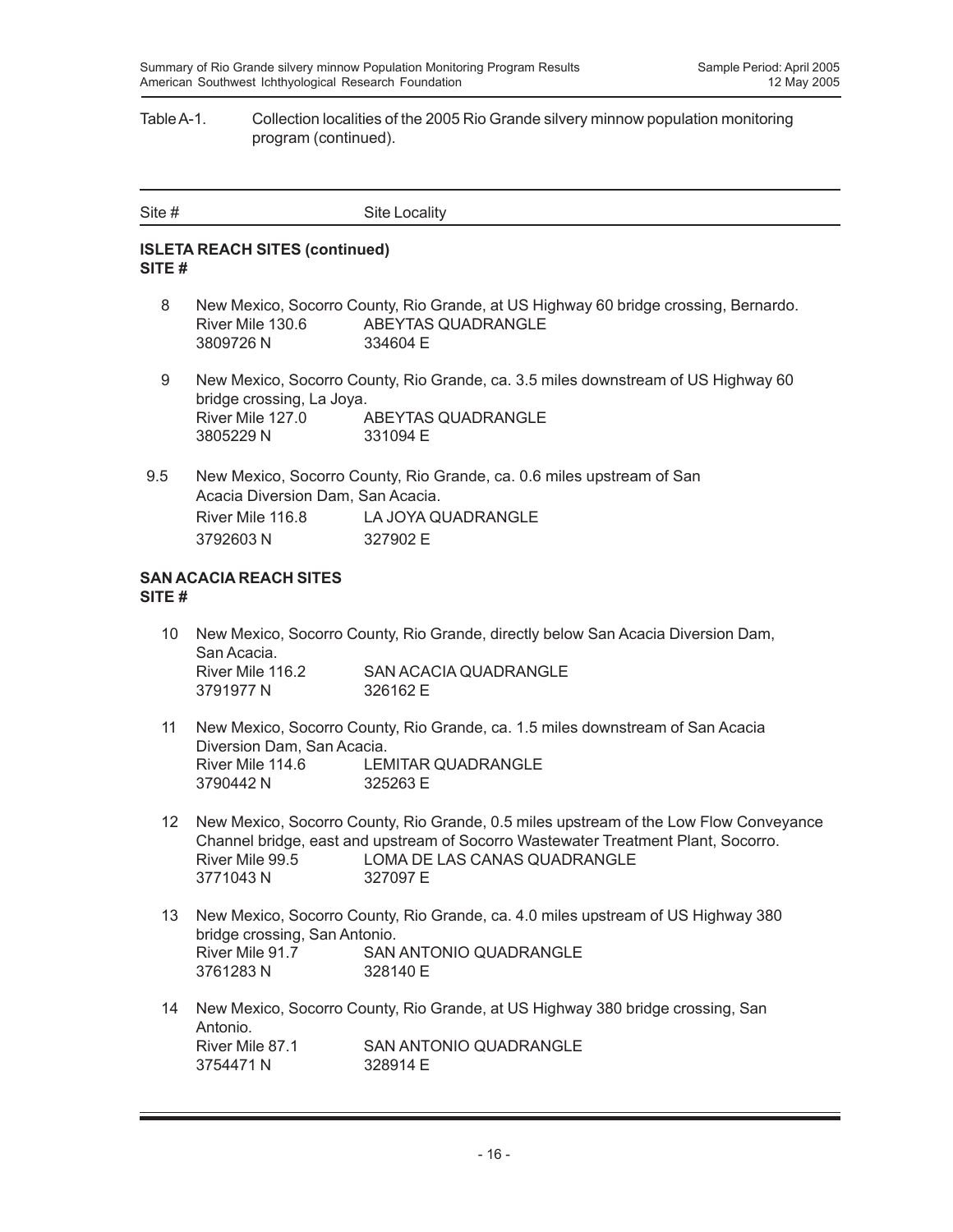Table A-1. Collection localities of the 2005 Rio Grande silvery minnow population monitoring program (continued).

| Site # | Site Locality |
|---|---|

**ISLETA REACH SITES (continued)**
**SITE #**

8 New Mexico, Socorro County, Rio Grande, at US Highway 60 bridge crossing, Bernardo.
River Mile 130.6 ABEYTAS QUADRANGLE
3809726 N 334604 E

9 New Mexico, Socorro County, Rio Grande, ca. 3.5 miles downstream of US Highway 60 bridge crossing, La Joya.
River Mile 127.0 ABEYTAS QUADRANGLE
3805229 N 331094 E

9.5 New Mexico, Socorro County, Rio Grande, ca. 0.6 miles upstream of San Acacia Diversion Dam, San Acacia.
River Mile 116.8 LA JOYA QUADRANGLE
3792603 N 327902 E

**SAN ACACIA REACH SITES**
**SITE #**

10 New Mexico, Socorro County, Rio Grande, directly below San Acacia Diversion Dam, San Acacia.
River Mile 116.2 SAN ACACIA QUADRANGLE
3791977 N 326162 E

11 New Mexico, Socorro County, Rio Grande, ca. 1.5 miles downstream of San Acacia Diversion Dam, San Acacia.
River Mile 114.6 LEMITAR QUADRANGLE
3790442 N 325263 E

12 New Mexico, Socorro County, Rio Grande, 0.5 miles upstream of the Low Flow Conveyance Channel bridge, east and upstream of Socorro Wastewater Treatment Plant, Socorro.
River Mile 99.5 LOMA DE LAS CANAS QUADRANGLE
3771043 N 327097 E

13 New Mexico, Socorro County, Rio Grande, ca. 4.0 miles upstream of US Highway 380 bridge crossing, San Antonio.
River Mile 91.7 SAN ANTONIO QUADRANGLE
3761283 N 328140 E

14 New Mexico, Socorro County, Rio Grande, at US Highway 380 bridge crossing, San Antonio.
River Mile 87.1 SAN ANTONIO QUADRANGLE
3754471 N 328914 E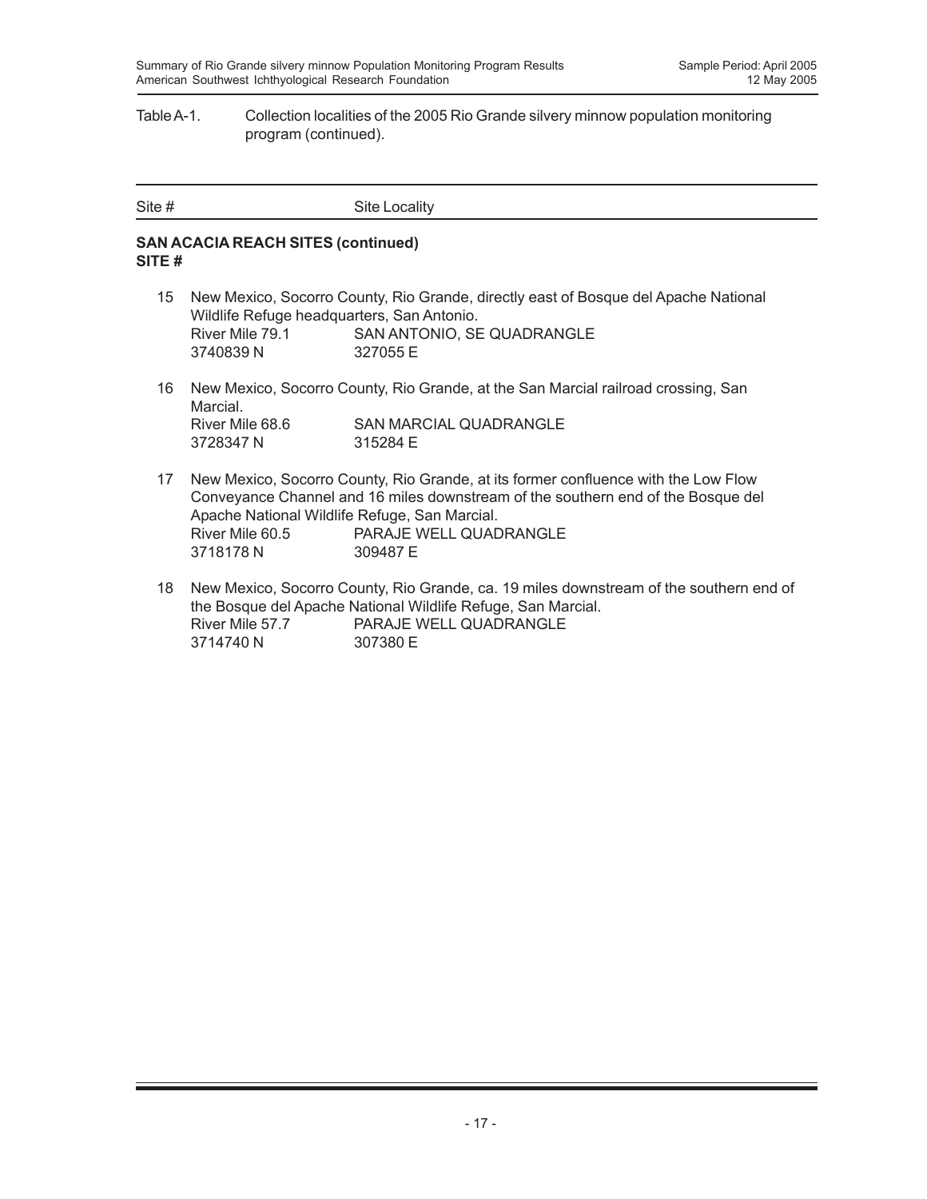Table A-1. Collection localities of the 2005 Rio Grande silvery minnow population monitoring program (continued).

| Site # | Site Locality |
|---|---|

**SAN ACACIA REACH SITES (continued)**
**SITE #**

15 New Mexico, Socorro County, Rio Grande, directly east of Bosque del Apache National Wildlife Refuge headquarters, San Antonio.
River Mile 79.1 SAN ANTONIO, SE QUADRANGLE
3740839 N 327055 E

16 New Mexico, Socorro County, Rio Grande, at the San Marcial railroad crossing, San Marcial.
River Mile 68.6 SAN MARCIAL QUADRANGLE
3728347 N 315284 E

17 New Mexico, Socorro County, Rio Grande, at its former confluence with the Low Flow Conveyance Channel and 16 miles downstream of the southern end of the Bosque del Apache National Wildlife Refuge, San Marcial.
River Mile 60.5 PARAJE WELL QUADRANGLE
3718178 N 309487 E

18 New Mexico, Socorro County, Rio Grande, ca. 19 miles downstream of the southern end of the Bosque del Apache National Wildlife Refuge, San Marcial.
River Mile 57.7 PARAJE WELL QUADRANGLE
3714740 N 307380 E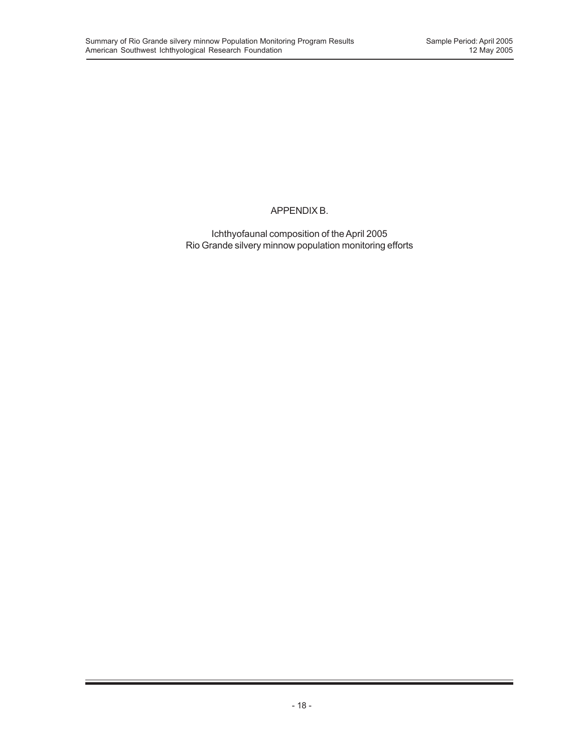# APPENDIX B.

Ichthyofaunal composition of the April 2005
Rio Grande silvery minnow population monitoring efforts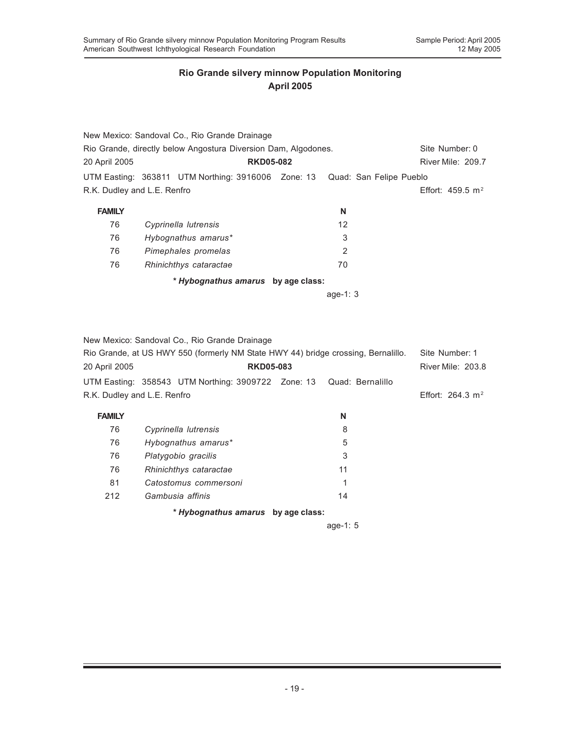## Rio Grande silvery minnow Population Monitoring
## April 2005

New Mexico: Sandoval Co., Rio Grande Drainage
Rio Grande, directly below Angostura Diversion Dam, Algodones. Site Number: 0
20 April 2005 **RKD05-082** River Mile: 209.7
UTM Easting: 363811 UTM Northing: 3916006 Zone: 13 Quad: San Felipe Pueblo
R.K. Dudley and L.E. Renfro Effort: 459.5 $m^2$

| FAMILY | | N |
|---|---|---|
| 76 | *Cyprinella lutrensis* | 12 |
| 76 | *Hybognathus amarus** | 3 |
| 76 | *Pimephales promelas* | 2 |
| 76 | *Rhinichthys cataractae* | 70 |

**\* *Hybognathus amarus* by age class:**

age-1: 3

New Mexico: Sandoval Co., Rio Grande Drainage
Rio Grande, at US HWY 550 (formerly NM State HWY 44) bridge crossing, Bernalillo. Site Number: 1
20 April 2005 **RKD05-083** River Mile: 203.8
UTM Easting: 358543 UTM Northing: 3909722 Zone: 13 Quad: Bernalillo
R.K. Dudley and L.E. Renfro Effort: 264.3 $m^2$

| FAMILY | | N |
|---|---|---|
| 76 | *Cyprinella lutrensis* | 8 |
| 76 | *Hybognathus amarus** | 5 |
| 76 | *Platygobio gracilis* | 3 |
| 76 | *Rhinichthys cataractae* | 11 |
| 81 | *Catostomus commersoni* | 1 |
| 212 | *Gambusia affinis* | 14 |

**\* *Hybognathus amarus* by age class:**

age-1: 5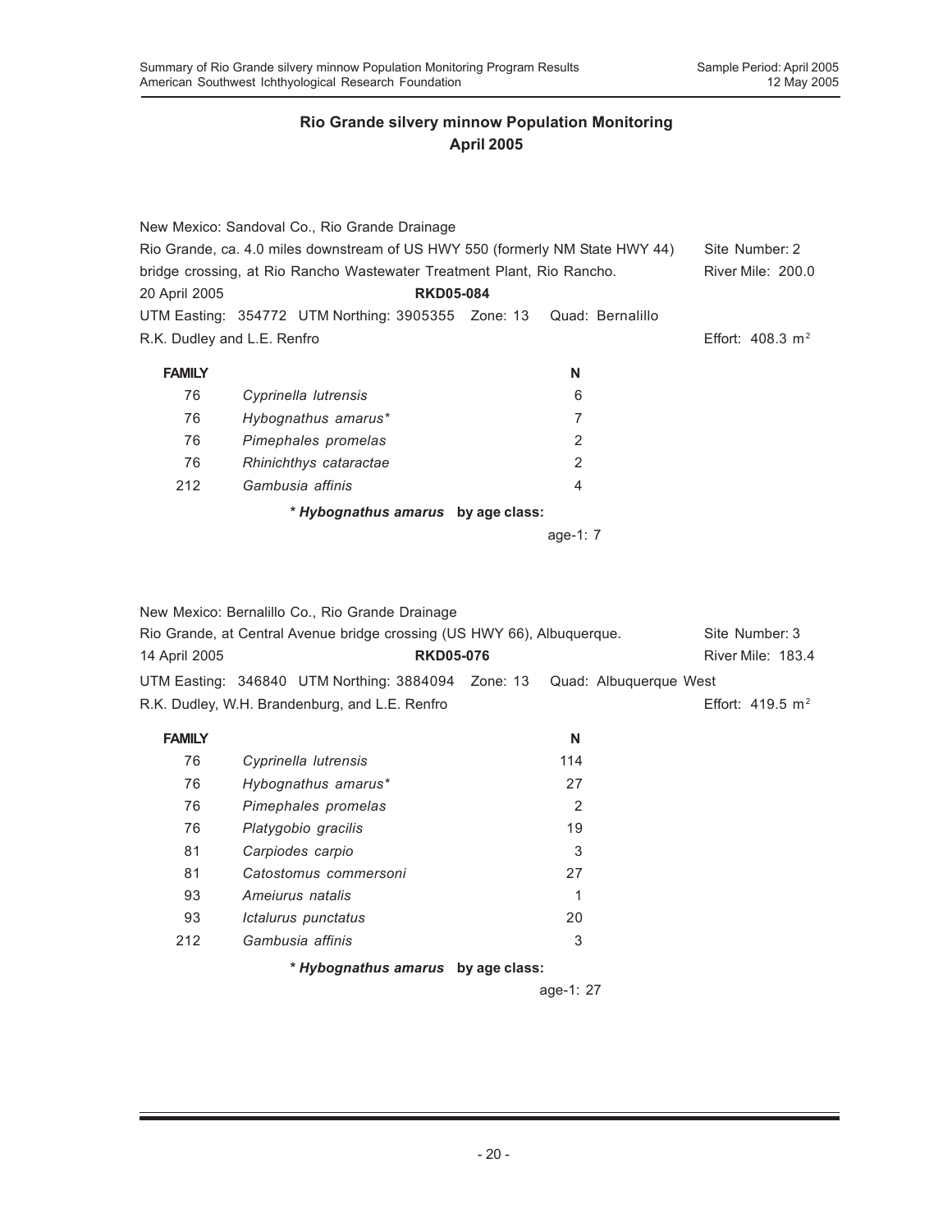## Rio Grande silvery minnow Population Monitoring
## April 2005

New Mexico: Sandoval Co., Rio Grande Drainage
Rio Grande, ca. 4.0 miles downstream of US HWY 550 (formerly NM State HWY 44) bridge crossing, at Rio Rancho Wastewater Treatment Plant, Rio Rancho. — Site Number: 2 — River Mile: 200.0
20 April 2005 — **RKD05-084**
UTM Easting: 354772 UTM Northing: 3905355 Zone: 13 Quad: Bernalillo
R.K. Dudley and L.E. Renfro — Effort: 408.3 $m^2$

| FAMILY | | N |
|---|---|---|
| 76 | *Cyprinella lutrensis* | 6 |
| 76 | *Hybognathus amarus** | 7 |
| 76 | *Pimephales promelas* | 2 |
| 76 | *Rhinichthys cataractae* | 2 |
| 212 | *Gambusia affinis* | 4 |

**\* *Hybognathus amarus* by age class:**

age-1: 7

New Mexico: Bernalillo Co., Rio Grande Drainage
Rio Grande, at Central Avenue bridge crossing (US HWY 66), Albuquerque. — Site Number: 3 — River Mile: 183.4
14 April 2005 — **RKD05-076**
UTM Easting: 346840 UTM Northing: 3884094 Zone: 13 Quad: Albuquerque West
R.K. Dudley, W.H. Brandenburg, and L.E. Renfro — Effort: 419.5 $m^2$

| FAMILY | | N |
|---|---|---|
| 76 | *Cyprinella lutrensis* | 114 |
| 76 | *Hybognathus amarus** | 27 |
| 76 | *Pimephales promelas* | 2 |
| 76 | *Platygobio gracilis* | 19 |
| 81 | *Carpiodes carpio* | 3 |
| 81 | *Catostomus commersoni* | 27 |
| 93 | *Ameiurus natalis* | 1 |
| 93 | *Ictalurus punctatus* | 20 |
| 212 | *Gambusia affinis* | 3 |

**\* *Hybognathus amarus* by age class:**

age-1: 27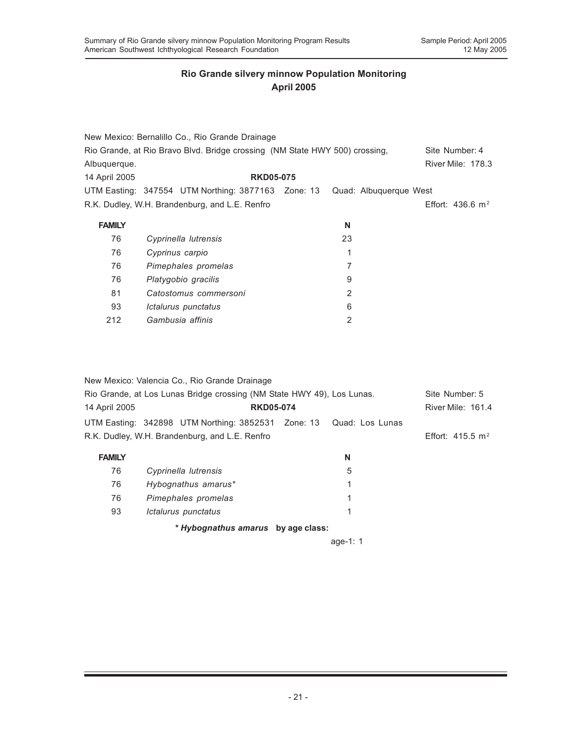## Rio Grande silvery minnow Population Monitoring
## April 2005

New Mexico: Bernalillo Co., Rio Grande Drainage
Rio Grande, at Rio Bravo Blvd. Bridge crossing (NM State HWY 500) crossing, Albuquerque. — Site Number: 4, River Mile: 178.3
14 April 2005 — **RKD05-075**
UTM Easting: 347554 UTM Northing: 3877163 Zone: 13 Quad: Albuquerque West
R.K. Dudley, W.H. Brandenburg, and L.E. Renfro — Effort: 436.6 m²

| FAMILY | | N |
|---|---|---|
| 76 | *Cyprinella lutrensis* | 23 |
| 76 | *Cyprinus carpio* | 1 |
| 76 | *Pimephales promelas* | 7 |
| 76 | *Platygobio gracilis* | 9 |
| 81 | *Catostomus commersoni* | 2 |
| 93 | *Ictalurus punctatus* | 6 |
| 212 | *Gambusia affinis* | 2 |

New Mexico: Valencia Co., Rio Grande Drainage
Rio Grande, at Los Lunas Bridge crossing (NM State HWY 49), Los Lunas. — Site Number: 5
14 April 2005 — **RKD05-074** — River Mile: 161.4
UTM Easting: 342898 UTM Northing: 3852531 Zone: 13 Quad: Los Lunas
R.K. Dudley, W.H. Brandenburg, and L.E. Renfro — Effort: 415.5 m²

| FAMILY | | N |
|---|---|---|
| 76 | *Cyprinella lutrensis* | 5 |
| 76 | *Hybognathus amarus** | 1 |
| 76 | *Pimephales promelas* | 1 |
| 93 | *Ictalurus punctatus* | 1 |

**\* *Hybognathus amarus* by age class:**

age-1: 1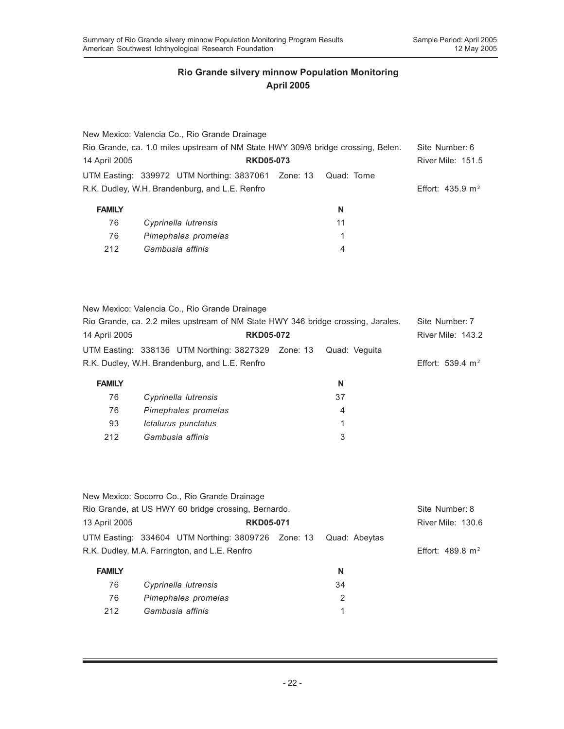## Rio Grande silvery minnow Population Monitoring
## April 2005

New Mexico: Valencia Co., Rio Grande Drainage
Rio Grande, ca. 1.0 miles upstream of NM State HWY 309/6 bridge crossing, Belen. Site Number: 6
14 April 2005 **RKD05-073** River Mile: 151.5
UTM Easting: 339972 UTM Northing: 3837061 Zone: 13 Quad: Tome
R.K. Dudley, W.H. Brandenburg, and L.E. Renfro Effort: 435.9 $m^2$

| FAMILY | | N |
|---|---|---|
| 76 | *Cyprinella lutrensis* | 11 |
| 76 | *Pimephales promelas* | 1 |
| 212 | *Gambusia affinis* | 4 |

New Mexico: Valencia Co., Rio Grande Drainage
Rio Grande, ca. 2.2 miles upstream of NM State HWY 346 bridge crossing, Jarales. Site Number: 7
14 April 2005 **RKD05-072** River Mile: 143.2
UTM Easting: 338136 UTM Northing: 3827329 Zone: 13 Quad: Veguita
R.K. Dudley, W.H. Brandenburg, and L.E. Renfro Effort: 539.4 $m^2$

| FAMILY | | N |
|---|---|---|
| 76 | *Cyprinella lutrensis* | 37 |
| 76 | *Pimephales promelas* | 4 |
| 93 | *Ictalurus punctatus* | 1 |
| 212 | *Gambusia affinis* | 3 |

New Mexico: Socorro Co., Rio Grande Drainage
Rio Grande, at US HWY 60 bridge crossing, Bernardo. Site Number: 8
13 April 2005 **RKD05-071** River Mile: 130.6
UTM Easting: 334604 UTM Northing: 3809726 Zone: 13 Quad: Abeytas
R.K. Dudley, M.A. Farrington, and L.E. Renfro Effort: 489.8 $m^2$

| FAMILY | | N |
|---|---|---|
| 76 | *Cyprinella lutrensis* | 34 |
| 76 | *Pimephales promelas* | 2 |
| 212 | *Gambusia affinis* | 1 |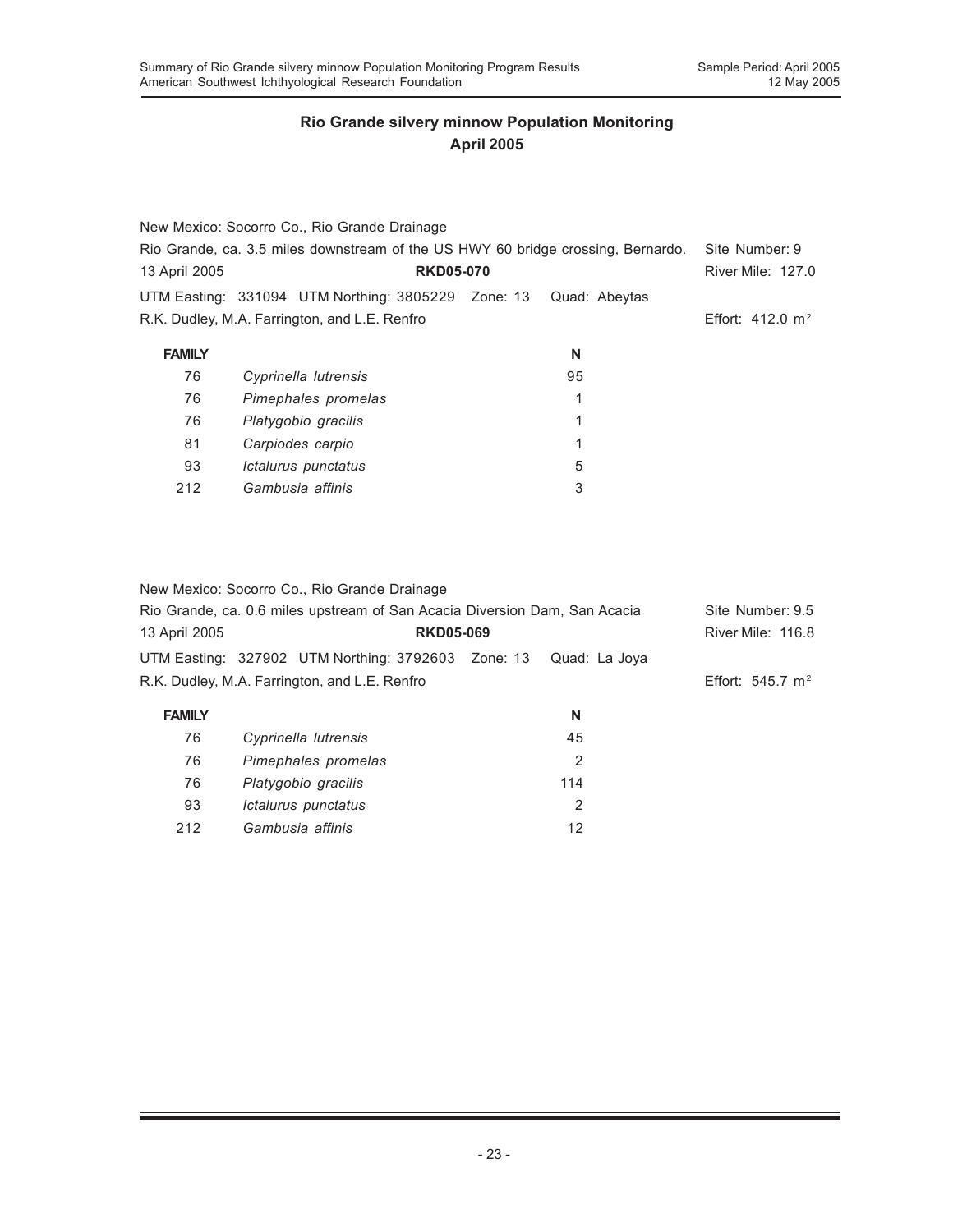## Rio Grande silvery minnow Population Monitoring
## April 2005

New Mexico: Socorro Co., Rio Grande Drainage
Rio Grande, ca. 3.5 miles downstream of the US HWY 60 bridge crossing, Bernardo. Site Number: 9
13 April 2005 **RKD05-070** River Mile: 127.0
UTM Easting: 331094 UTM Northing: 3805229 Zone: 13 Quad: Abeytas
R.K. Dudley, M.A. Farrington, and L.E. Renfro Effort: 412.0 $m^2$

| **FAMILY** | | **N** |
|---|---|---|
| 76 | *Cyprinella lutrensis* | 95 |
| 76 | *Pimephales promelas* | 1 |
| 76 | *Platygobio gracilis* | 1 |
| 81 | *Carpiodes carpio* | 1 |
| 93 | *Ictalurus punctatus* | 5 |
| 212 | *Gambusia affinis* | 3 |

New Mexico: Socorro Co., Rio Grande Drainage
Rio Grande, ca. 0.6 miles upstream of San Acacia Diversion Dam, San Acacia Site Number: 9.5
13 April 2005 **RKD05-069** River Mile: 116.8
UTM Easting: 327902 UTM Northing: 3792603 Zone: 13 Quad: La Joya
R.K. Dudley, M.A. Farrington, and L.E. Renfro Effort: 545.7 $m^2$

| **FAMILY** | | **N** |
|---|---|---|
| 76 | *Cyprinella lutrensis* | 45 |
| 76 | *Pimephales promelas* | 2 |
| 76 | *Platygobio gracilis* | 114 |
| 93 | *Ictalurus punctatus* | 2 |
| 212 | *Gambusia affinis* | 12 |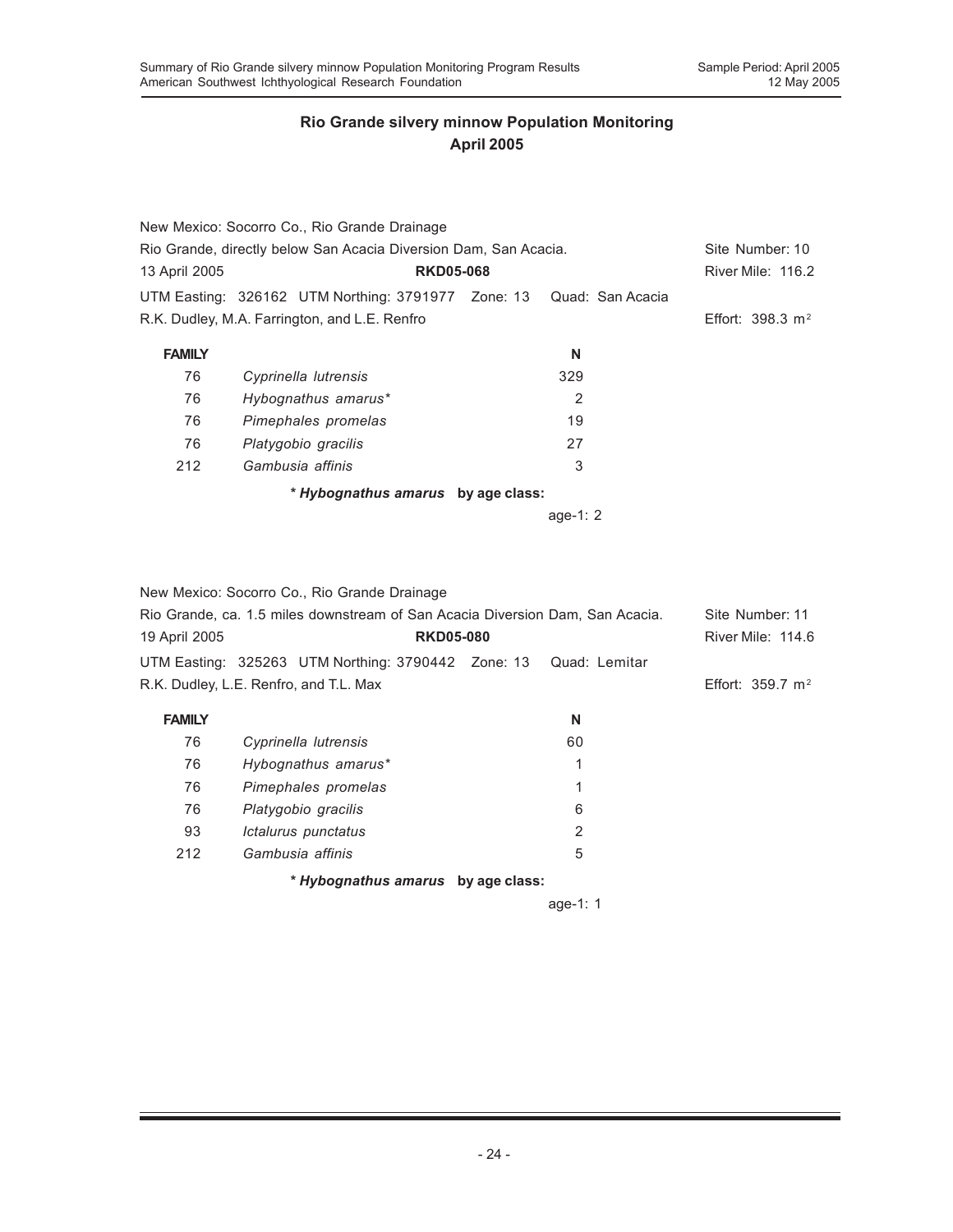## Rio Grande silvery minnow Population Monitoring
## April 2005

New Mexico: Socorro Co., Rio Grande Drainage
Rio Grande, directly below San Acacia Diversion Dam, San Acacia. Site Number: 10
13 April 2005 **RKD05-068** River Mile: 116.2
UTM Easting: 326162 UTM Northing: 3791977 Zone: 13 Quad: San Acacia
R.K. Dudley, M.A. Farrington, and L.E. Renfro Effort: 398.3 $m^2$

| FAMILY | | N |
|---|---|---|
| 76 | *Cyprinella lutrensis* | 329 |
| 76 | *Hybognathus amarus** | 2 |
| 76 | *Pimephales promelas* | 19 |
| 76 | *Platygobio gracilis* | 27 |
| 212 | *Gambusia affinis* | 3 |

**\* *Hybognathus amarus* by age class:**

age-1: 2

New Mexico: Socorro Co., Rio Grande Drainage
Rio Grande, ca. 1.5 miles downstream of San Acacia Diversion Dam, San Acacia. Site Number: 11
19 April 2005 **RKD05-080** River Mile: 114.6
UTM Easting: 325263 UTM Northing: 3790442 Zone: 13 Quad: Lemitar
R.K. Dudley, L.E. Renfro, and T.L. Max Effort: 359.7 $m^2$

| FAMILY | | N |
|---|---|---|
| 76 | *Cyprinella lutrensis* | 60 |
| 76 | *Hybognathus amarus** | 1 |
| 76 | *Pimephales promelas* | 1 |
| 76 | *Platygobio gracilis* | 6 |
| 93 | *Ictalurus punctatus* | 2 |
| 212 | *Gambusia affinis* | 5 |

**\* *Hybognathus amarus* by age class:**

age-1: 1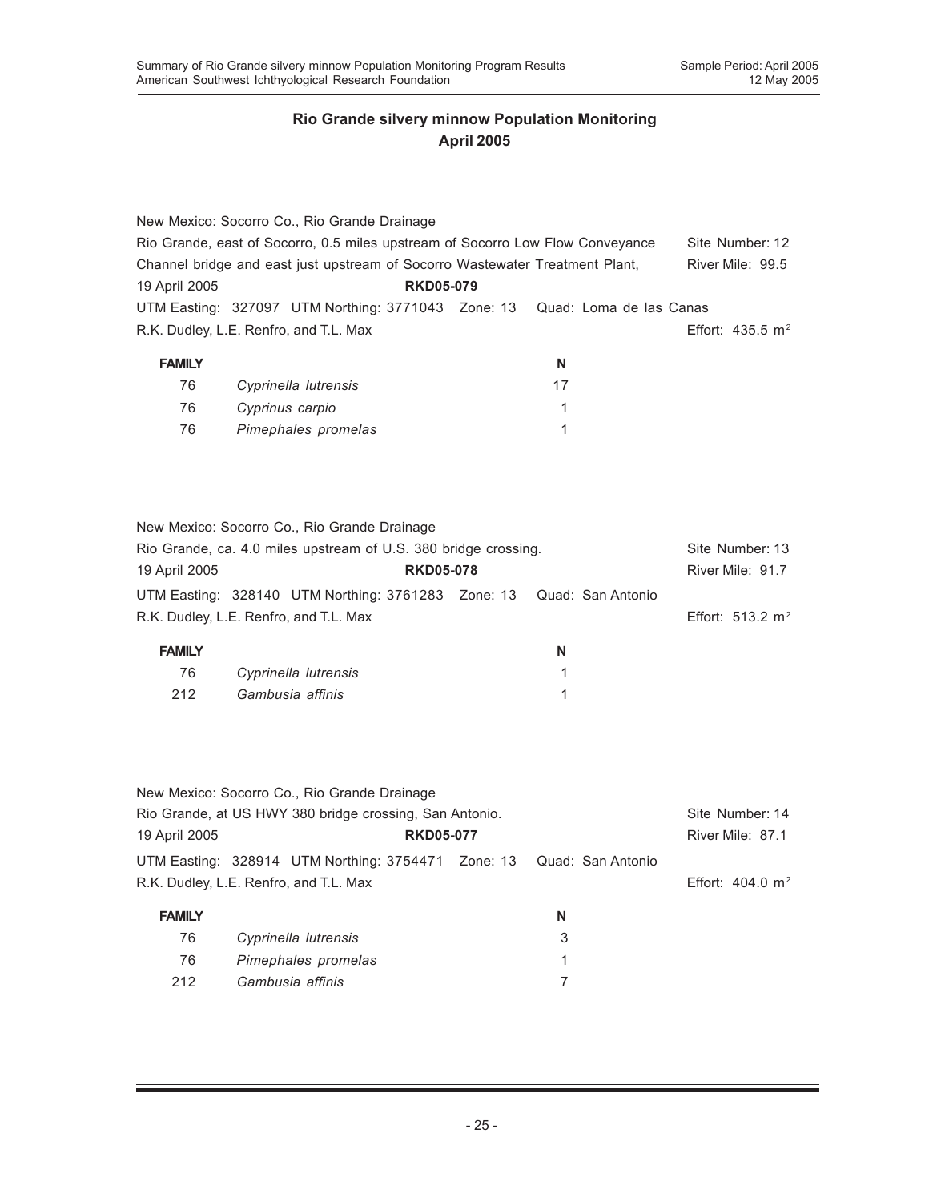## Rio Grande silvery minnow Population Monitoring
## April 2005

New Mexico: Socorro Co., Rio Grande Drainage
Rio Grande, east of Socorro, 0.5 miles upstream of Socorro Low Flow Conveyance Channel bridge and east just upstream of Socorro Wastewater Treatment Plant, — Site Number: 12 — River Mile: 99.5
19 April 2005 **RKD05-079**
UTM Easting: 327097 UTM Northing: 3771043 Zone: 13 Quad: Loma de las Canas
R.K. Dudley, L.E. Renfro, and T.L. Max — Effort: 435.5 $m^2$

| FAMILY | | N |
|---|---|---|
| 76 | *Cyprinella lutrensis* | 17 |
| 76 | *Cyprinus carpio* | 1 |
| 76 | *Pimephales promelas* | 1 |

New Mexico: Socorro Co., Rio Grande Drainage
Rio Grande, ca. 4.0 miles upstream of U.S. 380 bridge crossing. — Site Number: 13
19 April 2005 **RKD05-078** — River Mile: 91.7
UTM Easting: 328140 UTM Northing: 3761283 Zone: 13 Quad: San Antonio
R.K. Dudley, L.E. Renfro, and T.L. Max — Effort: 513.2 $m^2$

| FAMILY | | N |
|---|---|---|
| 76 | *Cyprinella lutrensis* | 1 |
| 212 | *Gambusia affinis* | 1 |

New Mexico: Socorro Co., Rio Grande Drainage
Rio Grande, at US HWY 380 bridge crossing, San Antonio. — Site Number: 14
19 April 2005 **RKD05-077** — River Mile: 87.1
UTM Easting: 328914 UTM Northing: 3754471 Zone: 13 Quad: San Antonio
R.K. Dudley, L.E. Renfro, and T.L. Max — Effort: 404.0 $m^2$

| FAMILY | | N |
|---|---|---|
| 76 | *Cyprinella lutrensis* | 3 |
| 76 | *Pimephales promelas* | 1 |
| 212 | *Gambusia affinis* | 7 |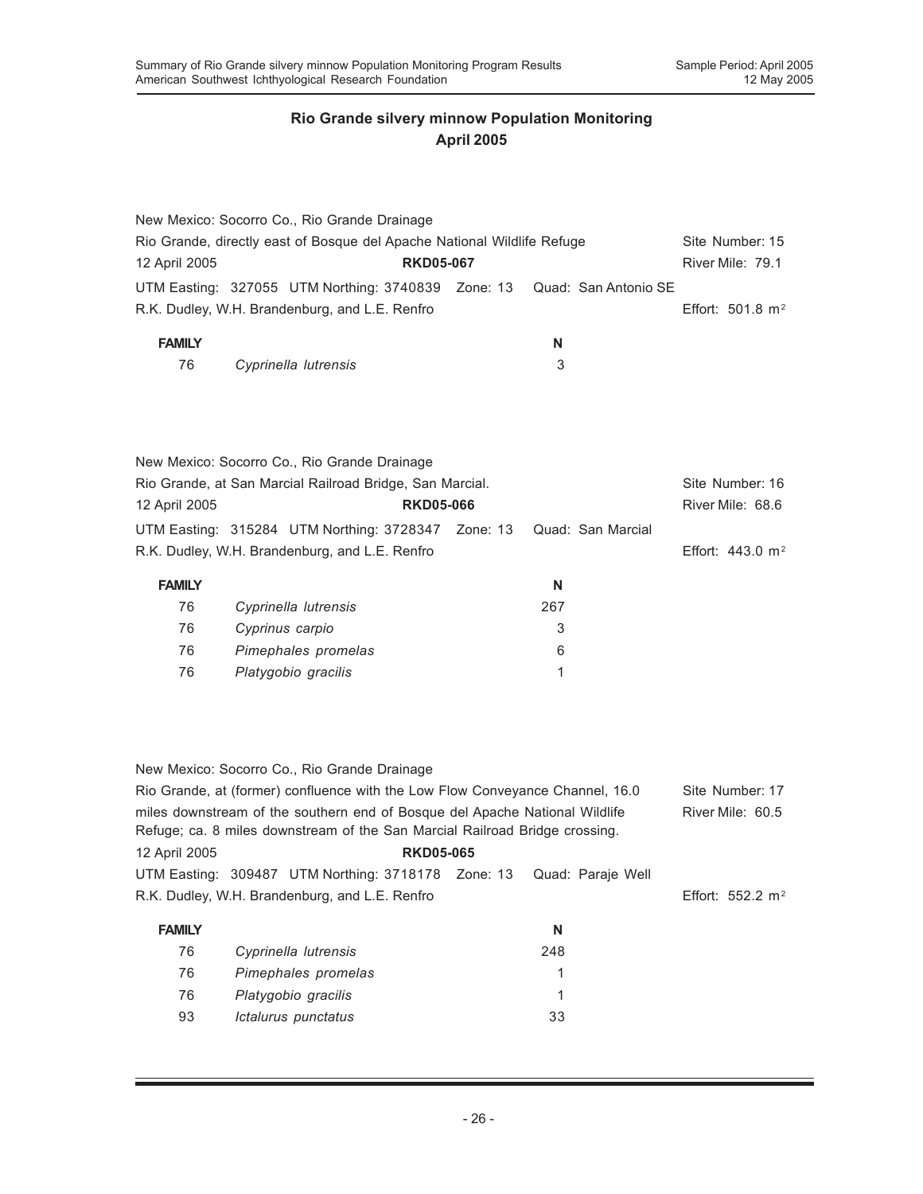## Rio Grande silvery minnow Population Monitoring
## April 2005

New Mexico: Socorro Co., Rio Grande Drainage
Rio Grande, directly east of Bosque del Apache National Wildlife Refuge — Site Number: 15
12 April 2005 — **RKD05-067** — River Mile: 79.1
UTM Easting: 327055 UTM Northing: 3740839 Zone: 13 Quad: San Antonio SE
R.K. Dudley, W.H. Brandenburg, and L.E. Renfro — Effort: 501.8 $m^2$

| FAMILY | | N |
|---|---|---|
| 76 | *Cyprinella lutrensis* | 3 |

New Mexico: Socorro Co., Rio Grande Drainage
Rio Grande, at San Marcial Railroad Bridge, San Marcial. — Site Number: 16
12 April 2005 — **RKD05-066** — River Mile: 68.6
UTM Easting: 315284 UTM Northing: 3728347 Zone: 13 Quad: San Marcial
R.K. Dudley, W.H. Brandenburg, and L.E. Renfro — Effort: 443.0 $m^2$

| FAMILY | | N |
|---|---|---|
| 76 | *Cyprinella lutrensis* | 267 |
| 76 | *Cyprinus carpio* | 3 |
| 76 | *Pimephales promelas* | 6 |
| 76 | *Platygobio gracilis* | 1 |

New Mexico: Socorro Co., Rio Grande Drainage
Rio Grande, at (former) confluence with the Low Flow Conveyance Channel, 16.0 miles downstream of the southern end of Bosque del Apache National Wildlife Refuge; ca. 8 miles downstream of the San Marcial Railroad Bridge crossing. — Site Number: 17, River Mile: 60.5
12 April 2005 — **RKD05-065**
UTM Easting: 309487 UTM Northing: 3718178 Zone: 13 Quad: Paraje Well
R.K. Dudley, W.H. Brandenburg, and L.E. Renfro — Effort: 552.2 $m^2$

| FAMILY | | N |
|---|---|---|
| 76 | *Cyprinella lutrensis* | 248 |
| 76 | *Pimephales promelas* | 1 |
| 76 | *Platygobio gracilis* | 1 |
| 93 | *Ictalurus punctatus* | 33 |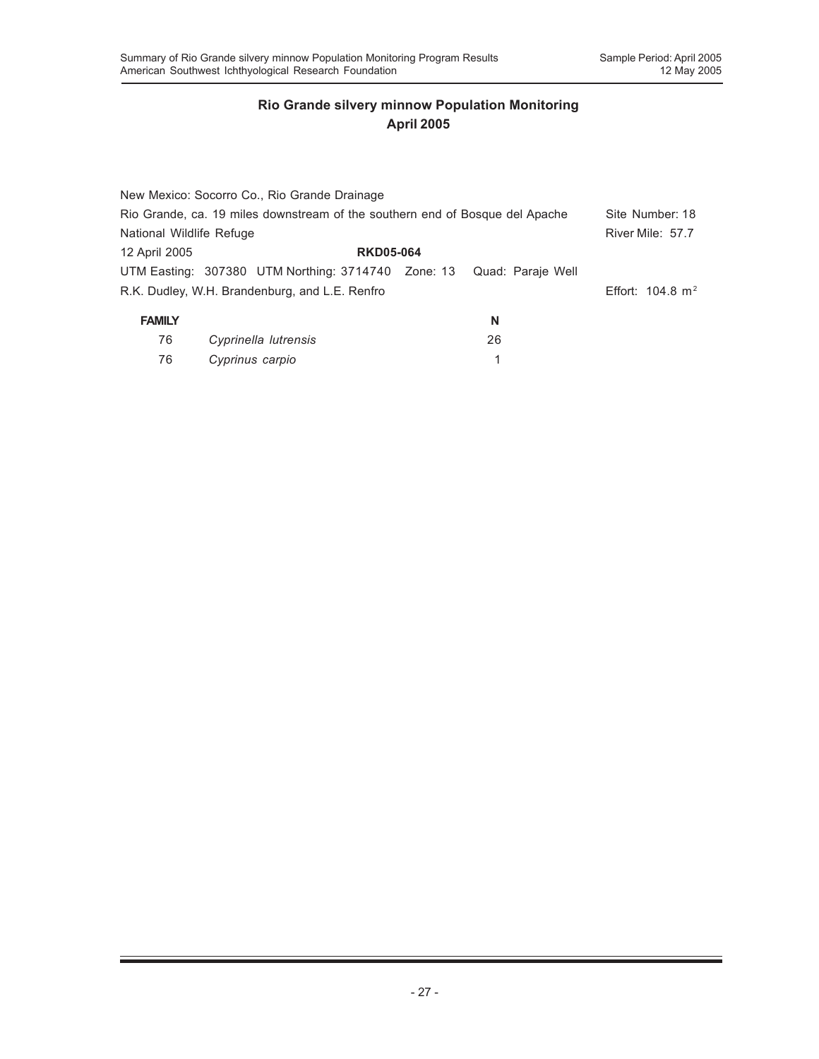## Rio Grande silvery minnow Population Monitoring
## April 2005

New Mexico: Socorro Co., Rio Grande Drainage

Rio Grande, ca. 19 miles downstream of the southern end of Bosque del Apache National Wildlife Refuge

Site Number: 18

River Mile: 57.7

12 April 2005 **RKD05-064**

UTM Easting: 307380 UTM Northing: 3714740 Zone: 13 Quad: Paraje Well

R.K. Dudley, W.H. Brandenburg, and L.E. Renfro

Effort: 104.8 $m^2$

| FAMILY | | N |
|---|---|---|
| 76 | *Cyprinella lutrensis* | 26 |
| 76 | *Cyprinus carpio* | 1 |